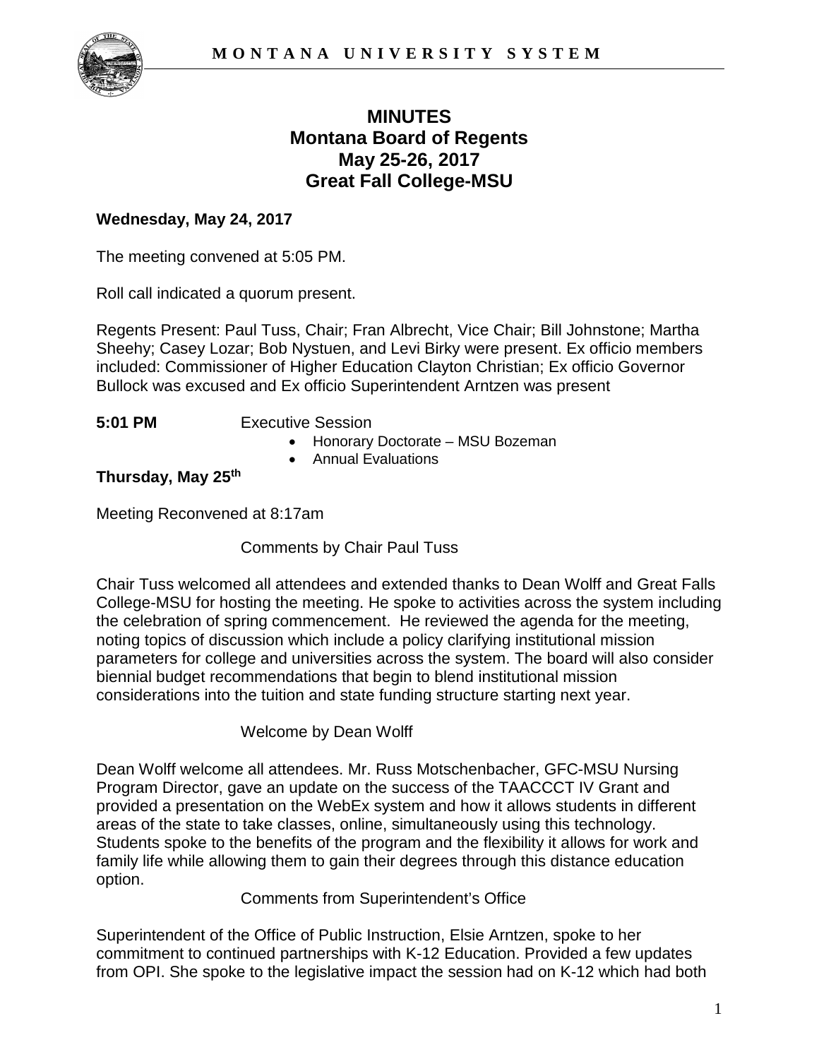# MINUTES
# Montana Board of Regents
# May 25-26, 2017
# Great Fall College-MSU

**Wednesday, May 24, 2017**

The meeting convened at 5:05 PM.

Roll call indicated a quorum present.

Regents Present: Paul Tuss, Chair; Fran Albrecht, Vice Chair; Bill Johnstone; Martha Sheehy; Casey Lozar; Bob Nystuen, and Levi Birky were present. Ex officio members included: Commissioner of Higher Education Clayton Christian; Ex officio Governor Bullock was excused and Ex officio Superintendent Arntzen was present

**5:01 PM** Executive Session

- Honorary Doctorate – MSU Bozeman
- Annual Evaluations

**Thursday, May 25th**

Meeting Reconvened at 8:17am

Comments by Chair Paul Tuss

Chair Tuss welcomed all attendees and extended thanks to Dean Wolff and Great Falls College-MSU for hosting the meeting. He spoke to activities across the system including the celebration of spring commencement. He reviewed the agenda for the meeting, noting topics of discussion which include a policy clarifying institutional mission parameters for college and universities across the system. The board will also consider biennial budget recommendations that begin to blend institutional mission considerations into the tuition and state funding structure starting next year.

Welcome by Dean Wolff

Dean Wolff welcome all attendees. Mr. Russ Motschenbacher, GFC-MSU Nursing Program Director, gave an update on the success of the TAACCCT IV Grant and provided a presentation on the WebEx system and how it allows students in different areas of the state to take classes, online, simultaneously using this technology. Students spoke to the benefits of the program and the flexibility it allows for work and family life while allowing them to gain their degrees through this distance education option.

Comments from Superintendent's Office

Superintendent of the Office of Public Instruction, Elsie Arntzen, spoke to her commitment to continued partnerships with K-12 Education. Provided a few updates from OPI. She spoke to the legislative impact the session had on K-12 which had both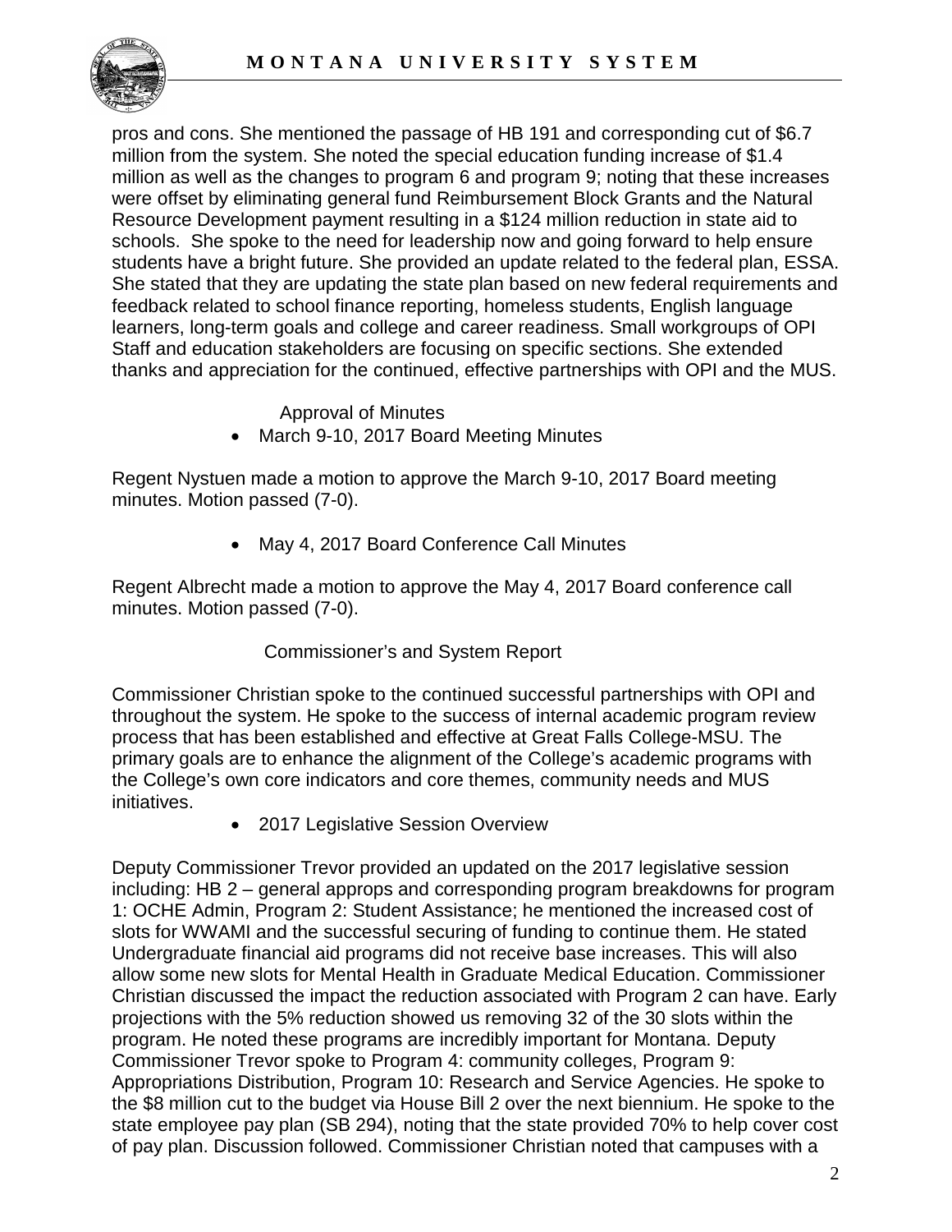pros and cons. She mentioned the passage of HB 191 and corresponding cut of $6.7 million from the system. She noted the special education funding increase of $1.4 million as well as the changes to program 6 and program 9; noting that these increases were offset by eliminating general fund Reimbursement Block Grants and the Natural Resource Development payment resulting in a $124 million reduction in state aid to schools. She spoke to the need for leadership now and going forward to help ensure students have a bright future. She provided an update related to the federal plan, ESSA. She stated that they are updating the state plan based on new federal requirements and feedback related to school finance reporting, homeless students, English language learners, long-term goals and college and career readiness. Small workgroups of OPI Staff and education stakeholders are focusing on specific sections. She extended thanks and appreciation for the continued, effective partnerships with OPI and the MUS.

Approval of Minutes

- March 9-10, 2017 Board Meeting Minutes

Regent Nystuen made a motion to approve the March 9-10, 2017 Board meeting minutes. Motion passed (7-0).

- May 4, 2017 Board Conference Call Minutes

Regent Albrecht made a motion to approve the May 4, 2017 Board conference call minutes. Motion passed (7-0).

Commissioner's and System Report

Commissioner Christian spoke to the continued successful partnerships with OPI and throughout the system. He spoke to the success of internal academic program review process that has been established and effective at Great Falls College-MSU. The primary goals are to enhance the alignment of the College's academic programs with the College's own core indicators and core themes, community needs and MUS initiatives.

- 2017 Legislative Session Overview

Deputy Commissioner Trevor provided an updated on the 2017 legislative session including: HB 2 – general approps and corresponding program breakdowns for program 1: OCHE Admin, Program 2: Student Assistance; he mentioned the increased cost of slots for WWAMI and the successful securing of funding to continue them. He stated Undergraduate financial aid programs did not receive base increases. This will also allow some new slots for Mental Health in Graduate Medical Education. Commissioner Christian discussed the impact the reduction associated with Program 2 can have. Early projections with the 5% reduction showed us removing 32 of the 30 slots within the program. He noted these programs are incredibly important for Montana. Deputy Commissioner Trevor spoke to Program 4: community colleges, Program 9: Appropriations Distribution, Program 10: Research and Service Agencies. He spoke to the $8 million cut to the budget via House Bill 2 over the next biennium. He spoke to the state employee pay plan (SB 294), noting that the state provided 70% to help cover cost of pay plan. Discussion followed. Commissioner Christian noted that campuses with a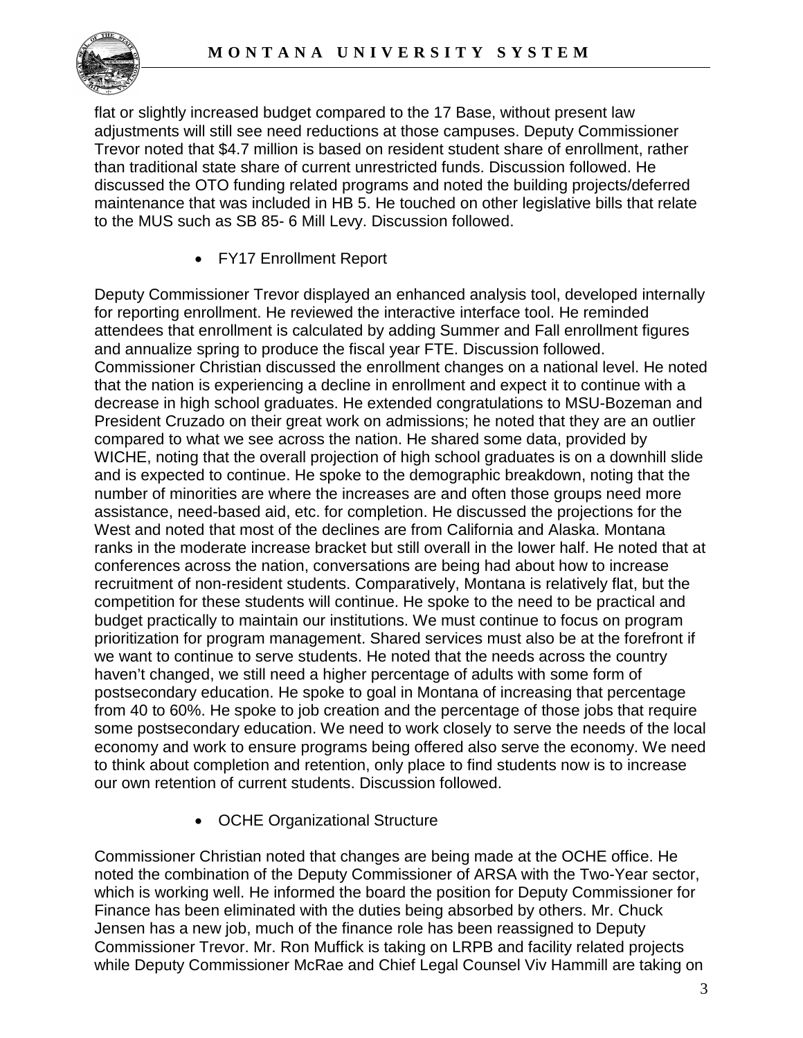flat or slightly increased budget compared to the 17 Base, without present law adjustments will still see need reductions at those campuses. Deputy Commissioner Trevor noted that $4.7 million is based on resident student share of enrollment, rather than traditional state share of current unrestricted funds. Discussion followed. He discussed the OTO funding related programs and noted the building projects/deferred maintenance that was included in HB 5. He touched on other legislative bills that relate to the MUS such as SB 85- 6 Mill Levy. Discussion followed.

- FY17 Enrollment Report

Deputy Commissioner Trevor displayed an enhanced analysis tool, developed internally for reporting enrollment. He reviewed the interactive interface tool. He reminded attendees that enrollment is calculated by adding Summer and Fall enrollment figures and annualize spring to produce the fiscal year FTE. Discussion followed. Commissioner Christian discussed the enrollment changes on a national level. He noted that the nation is experiencing a decline in enrollment and expect it to continue with a decrease in high school graduates. He extended congratulations to MSU-Bozeman and President Cruzado on their great work on admissions; he noted that they are an outlier compared to what we see across the nation. He shared some data, provided by WICHE, noting that the overall projection of high school graduates is on a downhill slide and is expected to continue. He spoke to the demographic breakdown, noting that the number of minorities are where the increases are and often those groups need more assistance, need-based aid, etc. for completion. He discussed the projections for the West and noted that most of the declines are from California and Alaska. Montana ranks in the moderate increase bracket but still overall in the lower half. He noted that at conferences across the nation, conversations are being had about how to increase recruitment of non-resident students. Comparatively, Montana is relatively flat, but the competition for these students will continue. He spoke to the need to be practical and budget practically to maintain our institutions. We must continue to focus on program prioritization for program management. Shared services must also be at the forefront if we want to continue to serve students. He noted that the needs across the country haven't changed, we still need a higher percentage of adults with some form of postsecondary education. He spoke to goal in Montana of increasing that percentage from 40 to 60%. He spoke to job creation and the percentage of those jobs that require some postsecondary education. We need to work closely to serve the needs of the local economy and work to ensure programs being offered also serve the economy. We need to think about completion and retention, only place to find students now is to increase our own retention of current students. Discussion followed.

- OCHE Organizational Structure

Commissioner Christian noted that changes are being made at the OCHE office. He noted the combination of the Deputy Commissioner of ARSA with the Two-Year sector, which is working well. He informed the board the position for Deputy Commissioner for Finance has been eliminated with the duties being absorbed by others. Mr. Chuck Jensen has a new job, much of the finance role has been reassigned to Deputy Commissioner Trevor. Mr. Ron Muffick is taking on LRPB and facility related projects while Deputy Commissioner McRae and Chief Legal Counsel Viv Hammill are taking on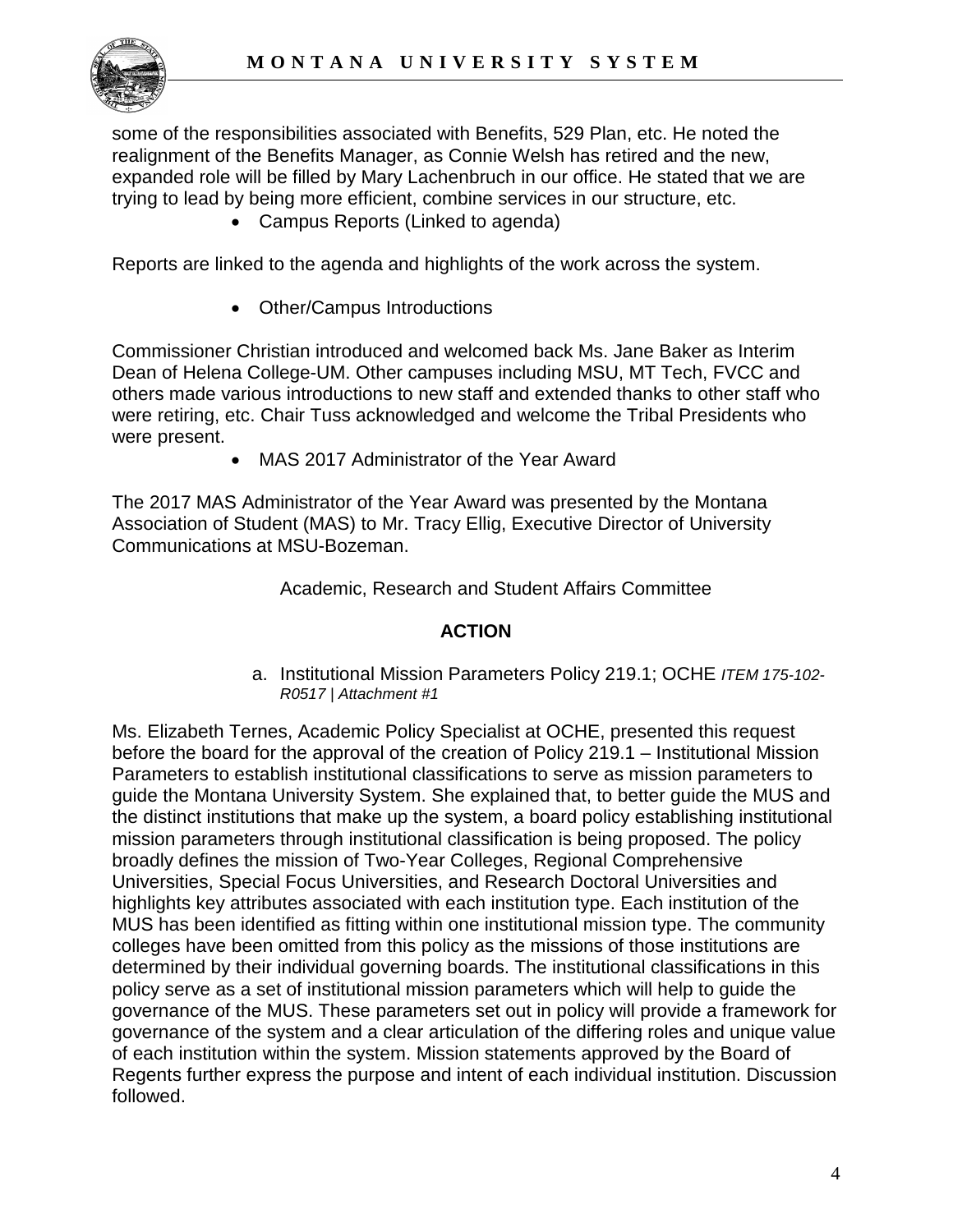some of the responsibilities associated with Benefits, 529 Plan, etc. He noted the realignment of the Benefits Manager, as Connie Welsh has retired and the new, expanded role will be filled by Mary Lachenbruch in our office. He stated that we are trying to lead by being more efficient, combine services in our structure, etc.

- Campus Reports (Linked to agenda)

Reports are linked to the agenda and highlights of the work across the system.

- Other/Campus Introductions

Commissioner Christian introduced and welcomed back Ms. Jane Baker as Interim Dean of Helena College-UM. Other campuses including MSU, MT Tech, FVCC and others made various introductions to new staff and extended thanks to other staff who were retiring, etc. Chair Tuss acknowledged and welcome the Tribal Presidents who were present.

- MAS 2017 Administrator of the Year Award

The 2017 MAS Administrator of the Year Award was presented by the Montana Association of Student (MAS) to Mr. Tracy Ellig, Executive Director of University Communications at MSU-Bozeman.

Academic, Research and Student Affairs Committee

**ACTION**

a. Institutional Mission Parameters Policy 219.1; OCHE *ITEM 175-102-R0517 | Attachment #1*

Ms. Elizabeth Ternes, Academic Policy Specialist at OCHE, presented this request before the board for the approval of the creation of Policy 219.1 – Institutional Mission Parameters to establish institutional classifications to serve as mission parameters to guide the Montana University System. She explained that, to better guide the MUS and the distinct institutions that make up the system, a board policy establishing institutional mission parameters through institutional classification is being proposed. The policy broadly defines the mission of Two-Year Colleges, Regional Comprehensive Universities, Special Focus Universities, and Research Doctoral Universities and highlights key attributes associated with each institution type. Each institution of the MUS has been identified as fitting within one institutional mission type. The community colleges have been omitted from this policy as the missions of those institutions are determined by their individual governing boards. The institutional classifications in this policy serve as a set of institutional mission parameters which will help to guide the governance of the MUS. These parameters set out in policy will provide a framework for governance of the system and a clear articulation of the differing roles and unique value of each institution within the system. Mission statements approved by the Board of Regents further express the purpose and intent of each individual institution. Discussion followed.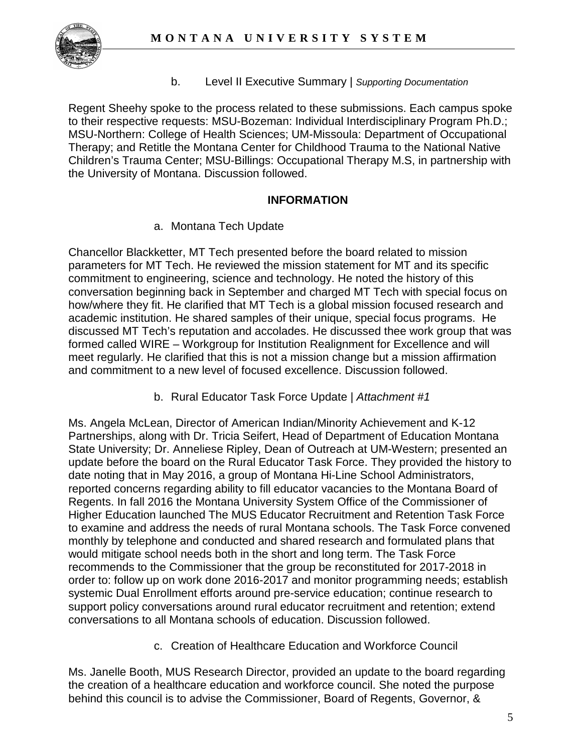b. Level II Executive Summary | *Supporting Documentation*

Regent Sheehy spoke to the process related to these submissions. Each campus spoke to their respective requests: MSU-Bozeman: Individual Interdisciplinary Program Ph.D.; MSU-Northern: College of Health Sciences; UM-Missoula: Department of Occupational Therapy; and Retitle the Montana Center for Childhood Trauma to the National Native Children's Trauma Center; MSU-Billings: Occupational Therapy M.S, in partnership with the University of Montana. Discussion followed.

## INFORMATION

a. Montana Tech Update

Chancellor Blackketter, MT Tech presented before the board related to mission parameters for MT Tech. He reviewed the mission statement for MT and its specific commitment to engineering, science and technology. He noted the history of this conversation beginning back in September and charged MT Tech with special focus on how/where they fit. He clarified that MT Tech is a global mission focused research and academic institution. He shared samples of their unique, special focus programs. He discussed MT Tech's reputation and accolades. He discussed thee work group that was formed called WIRE – Workgroup for Institution Realignment for Excellence and will meet regularly. He clarified that this is not a mission change but a mission affirmation and commitment to a new level of focused excellence. Discussion followed.

b. Rural Educator Task Force Update | *Attachment #1*

Ms. Angela McLean, Director of American Indian/Minority Achievement and K-12 Partnerships, along with Dr. Tricia Seifert, Head of Department of Education Montana State University; Dr. Anneliese Ripley, Dean of Outreach at UM-Western; presented an update before the board on the Rural Educator Task Force. They provided the history to date noting that in May 2016, a group of Montana Hi-Line School Administrators, reported concerns regarding ability to fill educator vacancies to the Montana Board of Regents. In fall 2016 the Montana University System Office of the Commissioner of Higher Education launched The MUS Educator Recruitment and Retention Task Force to examine and address the needs of rural Montana schools. The Task Force convened monthly by telephone and conducted and shared research and formulated plans that would mitigate school needs both in the short and long term. The Task Force recommends to the Commissioner that the group be reconstituted for 2017-2018 in order to: follow up on work done 2016-2017 and monitor programming needs; establish systemic Dual Enrollment efforts around pre-service education; continue research to support policy conversations around rural educator recruitment and retention; extend conversations to all Montana schools of education. Discussion followed.

c. Creation of Healthcare Education and Workforce Council

Ms. Janelle Booth, MUS Research Director, provided an update to the board regarding the creation of a healthcare education and workforce council. She noted the purpose behind this council is to advise the Commissioner, Board of Regents, Governor, &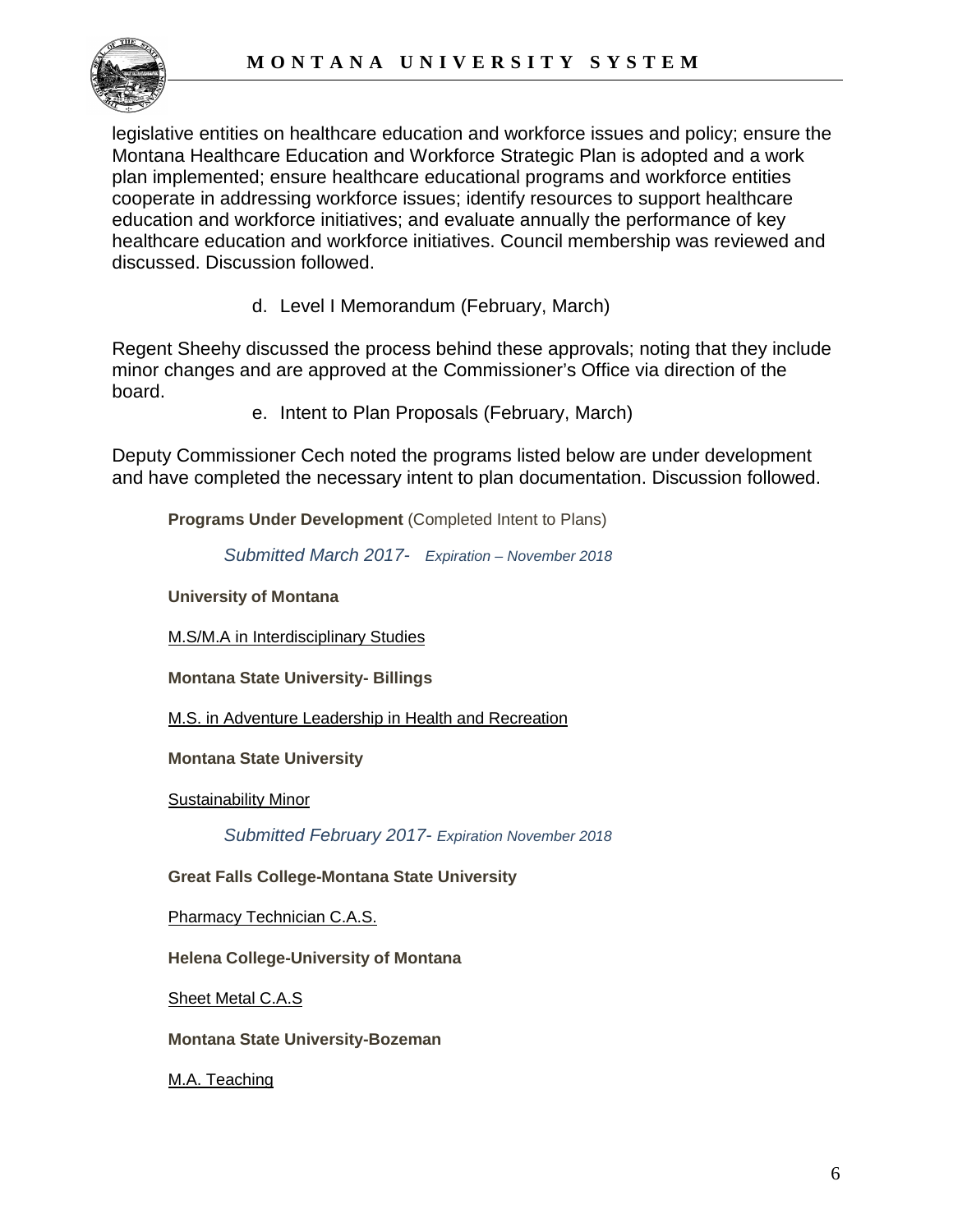legislative entities on healthcare education and workforce issues and policy; ensure the Montana Healthcare Education and Workforce Strategic Plan is adopted and a work plan implemented; ensure healthcare educational programs and workforce entities cooperate in addressing workforce issues; identify resources to support healthcare education and workforce initiatives; and evaluate annually the performance of key healthcare education and workforce initiatives. Council membership was reviewed and discussed. Discussion followed.

d. Level I Memorandum (February, March)

Regent Sheehy discussed the process behind these approvals; noting that they include minor changes and are approved at the Commissioner's Office via direction of the board.

e. Intent to Plan Proposals (February, March)

Deputy Commissioner Cech noted the programs listed below are under development and have completed the necessary intent to plan documentation. Discussion followed.

**Programs Under Development** (Completed Intent to Plans)

*Submitted March 2017- Expiration – November 2018*

**University of Montana**

M.S/M.A in Interdisciplinary Studies

**Montana State University- Billings**

M.S. in Adventure Leadership in Health and Recreation

**Montana State University**

Sustainability Minor

*Submitted February 2017- Expiration November 2018*

**Great Falls College-Montana State University**

Pharmacy Technician C.A.S.

**Helena College-University of Montana**

Sheet Metal C.A.S

**Montana State University-Bozeman**

M.A. Teaching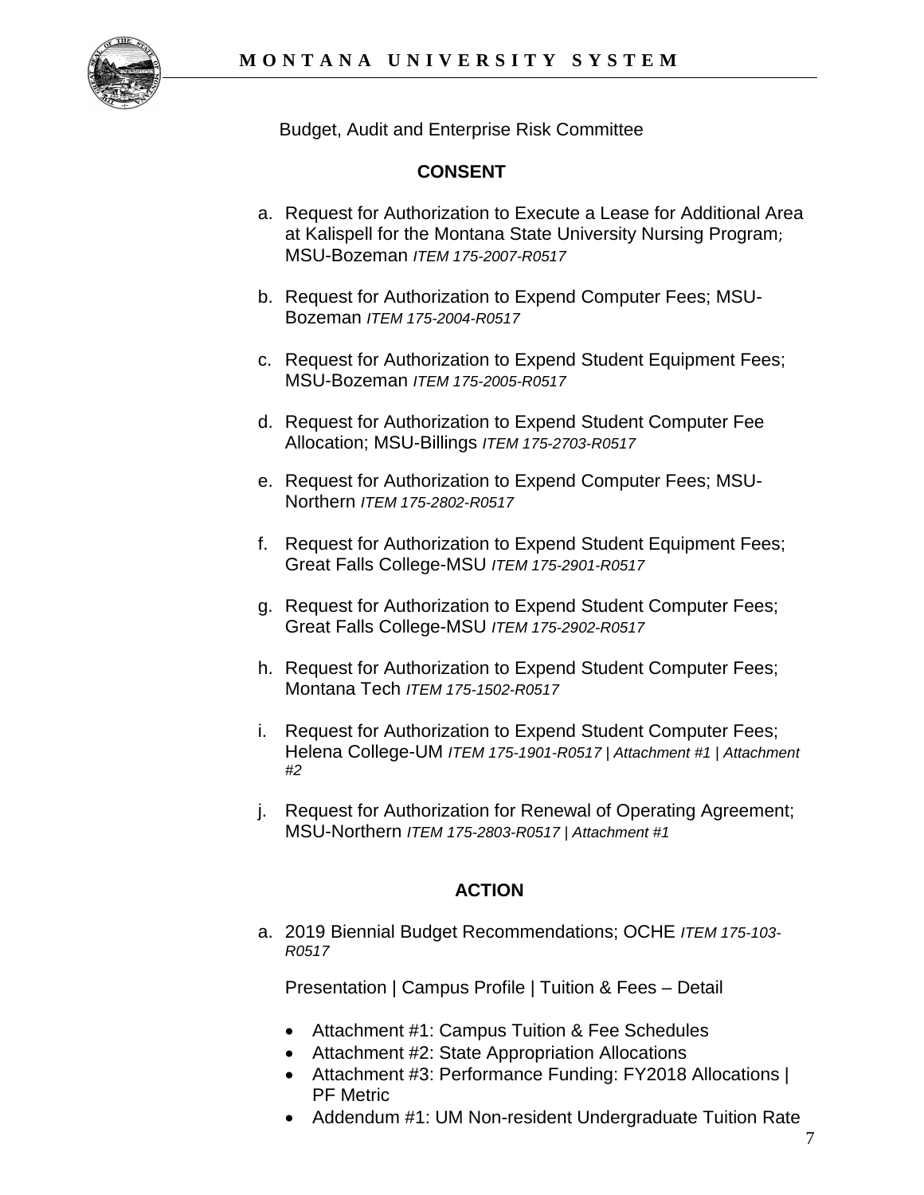Budget, Audit and Enterprise Risk Committee

## CONSENT

a. Request for Authorization to Execute a Lease for Additional Area at Kalispell for the Montana State University Nursing Program; MSU-Bozeman *ITEM 175-2007-R0517*

b. Request for Authorization to Expend Computer Fees; MSU-Bozeman *ITEM 175-2004-R0517*

c. Request for Authorization to Expend Student Equipment Fees; MSU-Bozeman *ITEM 175-2005-R0517*

d. Request for Authorization to Expend Student Computer Fee Allocation; MSU-Billings *ITEM 175-2703-R0517*

e. Request for Authorization to Expend Computer Fees; MSU-Northern *ITEM 175-2802-R0517*

f. Request for Authorization to Expend Student Equipment Fees; Great Falls College-MSU *ITEM 175-2901-R0517*

g. Request for Authorization to Expend Student Computer Fees; Great Falls College-MSU *ITEM 175-2902-R0517*

h. Request for Authorization to Expend Student Computer Fees; Montana Tech *ITEM 175-1502-R0517*

i. Request for Authorization to Expend Student Computer Fees; Helena College-UM *ITEM 175-1901-R0517 | Attachment #1 | Attachment #2*

j. Request for Authorization for Renewal of Operating Agreement; MSU-Northern *ITEM 175-2803-R0517 | Attachment #1*

## ACTION

a. 2019 Biennial Budget Recommendations; OCHE *ITEM 175-103-R0517*

   Presentation | Campus Profile | Tuition & Fees – Detail

   - Attachment #1: Campus Tuition & Fee Schedules
   - Attachment #2: State Appropriation Allocations
   - Attachment #3: Performance Funding: FY2018 Allocations | PF Metric
   - Addendum #1: UM Non-resident Undergraduate Tuition Rate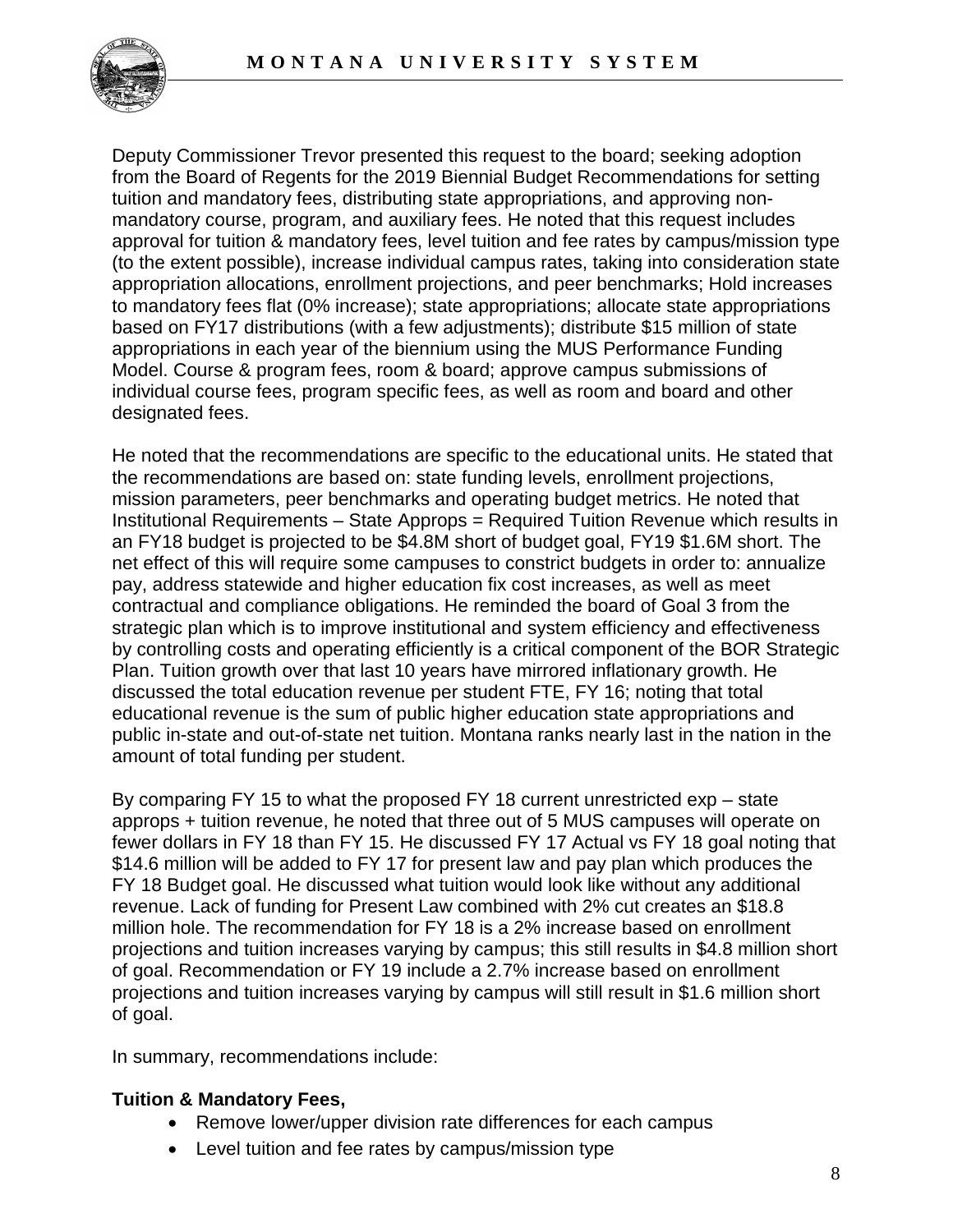Deputy Commissioner Trevor presented this request to the board; seeking adoption from the Board of Regents for the 2019 Biennial Budget Recommendations for setting tuition and mandatory fees, distributing state appropriations, and approving non-mandatory course, program, and auxiliary fees. He noted that this request includes approval for tuition & mandatory fees, level tuition and fee rates by campus/mission type (to the extent possible), increase individual campus rates, taking into consideration state appropriation allocations, enrollment projections, and peer benchmarks; Hold increases to mandatory fees flat (0% increase); state appropriations; allocate state appropriations based on FY17 distributions (with a few adjustments); distribute $15 million of state appropriations in each year of the biennium using the MUS Performance Funding Model. Course & program fees, room & board; approve campus submissions of individual course fees, program specific fees, as well as room and board and other designated fees.

He noted that the recommendations are specific to the educational units. He stated that the recommendations are based on: state funding levels, enrollment projections, mission parameters, peer benchmarks and operating budget metrics. He noted that Institutional Requirements – State Approps = Required Tuition Revenue which results in an FY18 budget is projected to be $4.8M short of budget goal, FY19 $1.6M short. The net effect of this will require some campuses to constrict budgets in order to: annualize pay, address statewide and higher education fix cost increases, as well as meet contractual and compliance obligations. He reminded the board of Goal 3 from the strategic plan which is to improve institutional and system efficiency and effectiveness by controlling costs and operating efficiently is a critical component of the BOR Strategic Plan. Tuition growth over that last 10 years have mirrored inflationary growth. He discussed the total education revenue per student FTE, FY 16; noting that total educational revenue is the sum of public higher education state appropriations and public in-state and out-of-state net tuition. Montana ranks nearly last in the nation in the amount of total funding per student.

By comparing FY 15 to what the proposed FY 18 current unrestricted exp – state approps + tuition revenue, he noted that three out of 5 MUS campuses will operate on fewer dollars in FY 18 than FY 15. He discussed FY 17 Actual vs FY 18 goal noting that $14.6 million will be added to FY 17 for present law and pay plan which produces the FY 18 Budget goal. He discussed what tuition would look like without any additional revenue. Lack of funding for Present Law combined with 2% cut creates an $18.8 million hole. The recommendation for FY 18 is a 2% increase based on enrollment projections and tuition increases varying by campus; this still results in $4.8 million short of goal. Recommendation or FY 19 include a 2.7% increase based on enrollment projections and tuition increases varying by campus will still result in $1.6 million short of goal.

In summary, recommendations include:

**Tuition & Mandatory Fees,**

- Remove lower/upper division rate differences for each campus
- Level tuition and fee rates by campus/mission type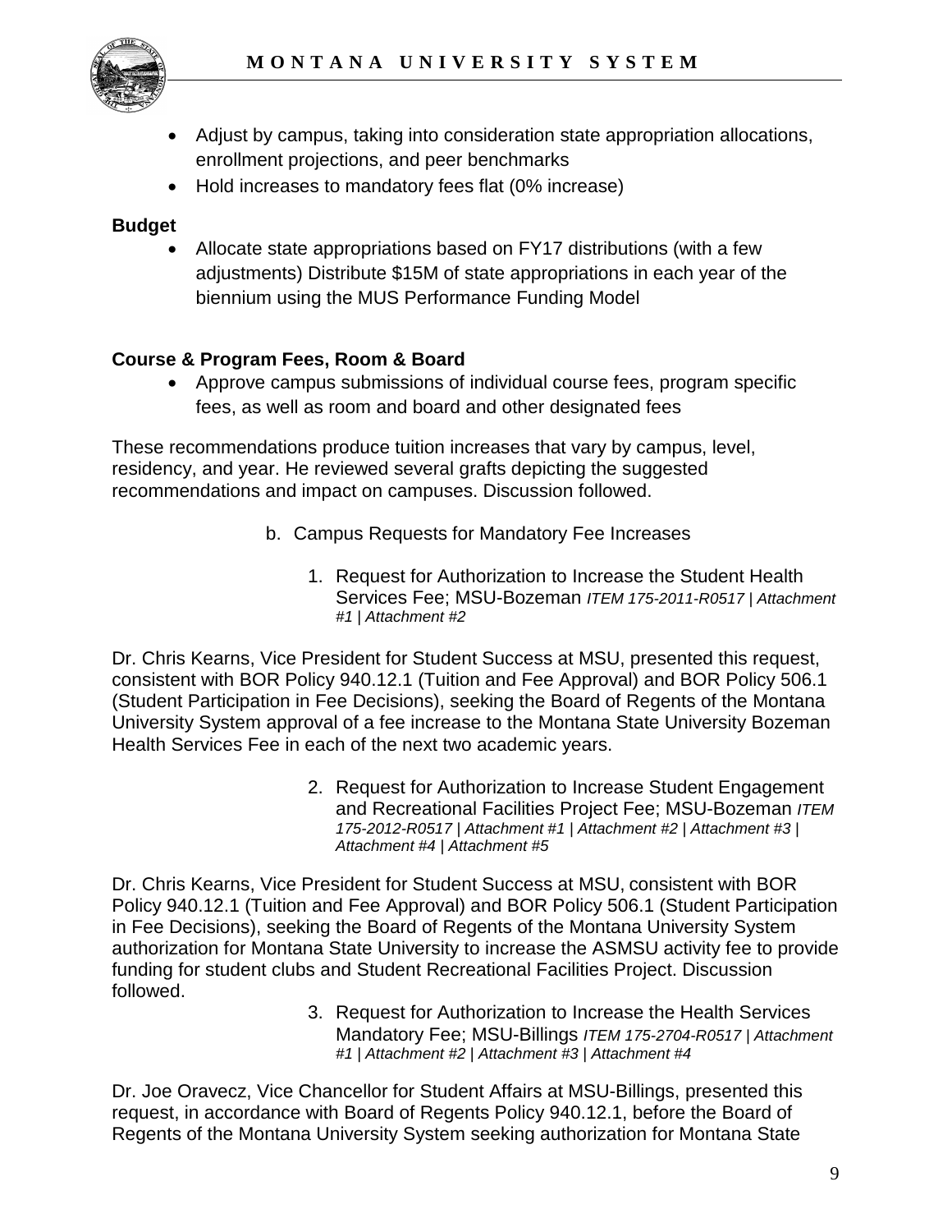- Adjust by campus, taking into consideration state appropriation allocations, enrollment projections, and peer benchmarks
- Hold increases to mandatory fees flat (0% increase)

**Budget**

- Allocate state appropriations based on FY17 distributions (with a few adjustments) Distribute $15M of state appropriations in each year of the biennium using the MUS Performance Funding Model

**Course & Program Fees, Room & Board**

- Approve campus submissions of individual course fees, program specific fees, as well as room and board and other designated fees

These recommendations produce tuition increases that vary by campus, level, residency, and year. He reviewed several grafts depicting the suggested recommendations and impact on campuses. Discussion followed.

b. Campus Requests for Mandatory Fee Increases

1. Request for Authorization to Increase the Student Health Services Fee; MSU-Bozeman *ITEM 175-2011-R0517 | Attachment #1 | Attachment #2*

Dr. Chris Kearns, Vice President for Student Success at MSU, presented this request, consistent with BOR Policy 940.12.1 (Tuition and Fee Approval) and BOR Policy 506.1 (Student Participation in Fee Decisions), seeking the Board of Regents of the Montana University System approval of a fee increase to the Montana State University Bozeman Health Services Fee in each of the next two academic years.

2. Request for Authorization to Increase Student Engagement and Recreational Facilities Project Fee; MSU-Bozeman *ITEM 175-2012-R0517 | Attachment #1 | Attachment #2 | Attachment #3 | Attachment #4 | Attachment #5*

Dr. Chris Kearns, Vice President for Student Success at MSU, consistent with BOR Policy 940.12.1 (Tuition and Fee Approval) and BOR Policy 506.1 (Student Participation in Fee Decisions), seeking the Board of Regents of the Montana University System authorization for Montana State University to increase the ASMSU activity fee to provide funding for student clubs and Student Recreational Facilities Project. Discussion followed.

3. Request for Authorization to Increase the Health Services Mandatory Fee; MSU-Billings *ITEM 175-2704-R0517 | Attachment #1 | Attachment #2 | Attachment #3 | Attachment #4*

Dr. Joe Oravecz, Vice Chancellor for Student Affairs at MSU-Billings, presented this request, in accordance with Board of Regents Policy 940.12.1, before the Board of Regents of the Montana University System seeking authorization for Montana State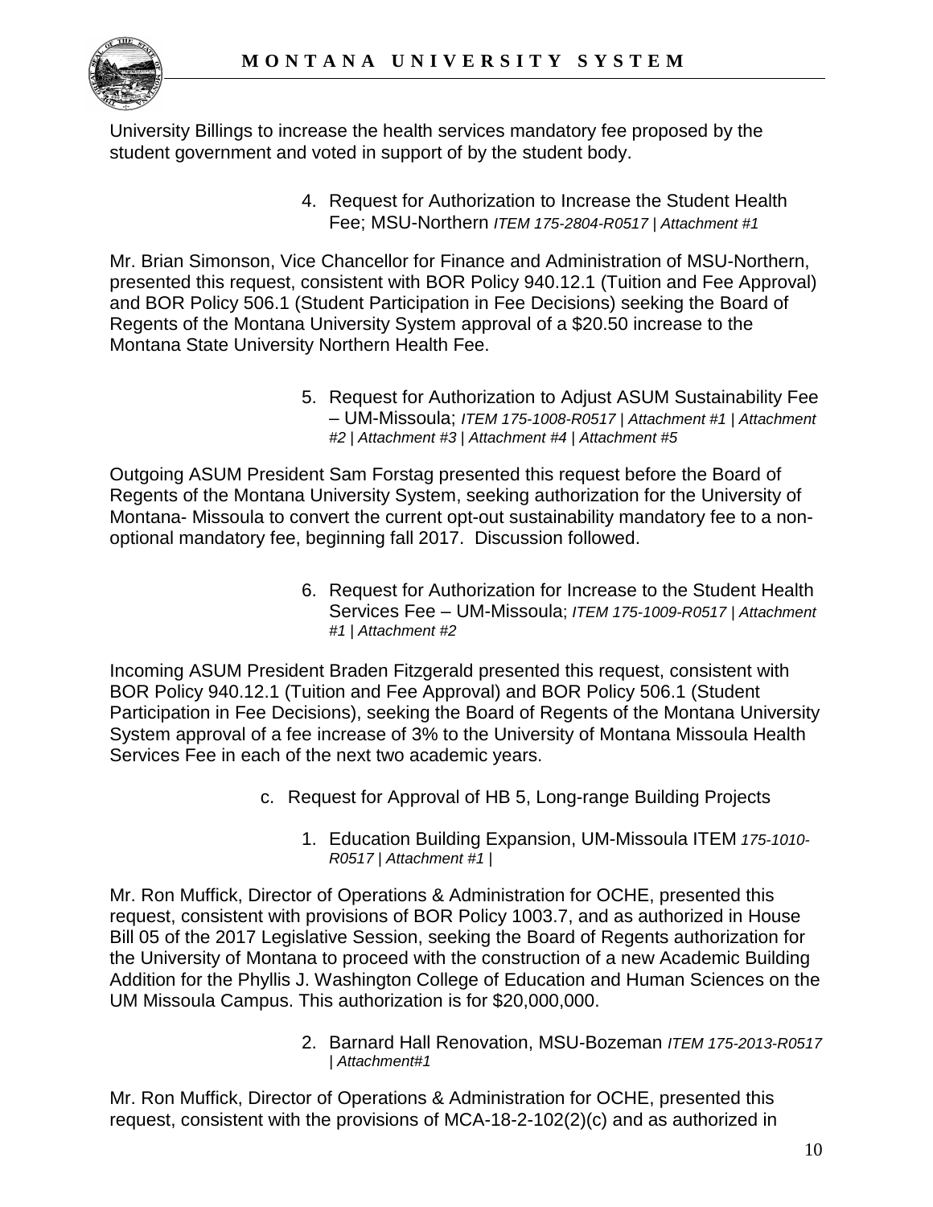University Billings to increase the health services mandatory fee proposed by the student government and voted in support of by the student body.

4. Request for Authorization to Increase the Student Health Fee; MSU-Northern *ITEM 175-2804-R0517 | Attachment #1*

Mr. Brian Simonson, Vice Chancellor for Finance and Administration of MSU-Northern, presented this request, consistent with BOR Policy 940.12.1 (Tuition and Fee Approval) and BOR Policy 506.1 (Student Participation in Fee Decisions) seeking the Board of Regents of the Montana University System approval of a $20.50 increase to the Montana State University Northern Health Fee.

5. Request for Authorization to Adjust ASUM Sustainability Fee – UM-Missoula; *ITEM 175-1008-R0517 | Attachment #1 | Attachment #2 | Attachment #3 | Attachment #4 | Attachment #5*

Outgoing ASUM President Sam Forstag presented this request before the Board of Regents of the Montana University System, seeking authorization for the University of Montana- Missoula to convert the current opt-out sustainability mandatory fee to a non-optional mandatory fee, beginning fall 2017. Discussion followed.

6. Request for Authorization for Increase to the Student Health Services Fee – UM-Missoula; *ITEM 175-1009-R0517 | Attachment #1 | Attachment #2*

Incoming ASUM President Braden Fitzgerald presented this request, consistent with BOR Policy 940.12.1 (Tuition and Fee Approval) and BOR Policy 506.1 (Student Participation in Fee Decisions), seeking the Board of Regents of the Montana University System approval of a fee increase of 3% to the University of Montana Missoula Health Services Fee in each of the next two academic years.

c. Request for Approval of HB 5, Long-range Building Projects

1. Education Building Expansion, UM-Missoula ITEM *175-1010-R0517 | Attachment #1 |*

Mr. Ron Muffick, Director of Operations & Administration for OCHE, presented this request, consistent with provisions of BOR Policy 1003.7, and as authorized in House Bill 05 of the 2017 Legislative Session, seeking the Board of Regents authorization for the University of Montana to proceed with the construction of a new Academic Building Addition for the Phyllis J. Washington College of Education and Human Sciences on the UM Missoula Campus. This authorization is for $20,000,000.

2. Barnard Hall Renovation, MSU-Bozeman *ITEM 175-2013-R0517 | Attachment#1*

Mr. Ron Muffick, Director of Operations & Administration for OCHE, presented this request, consistent with the provisions of MCA-18-2-102(2)(c) and as authorized in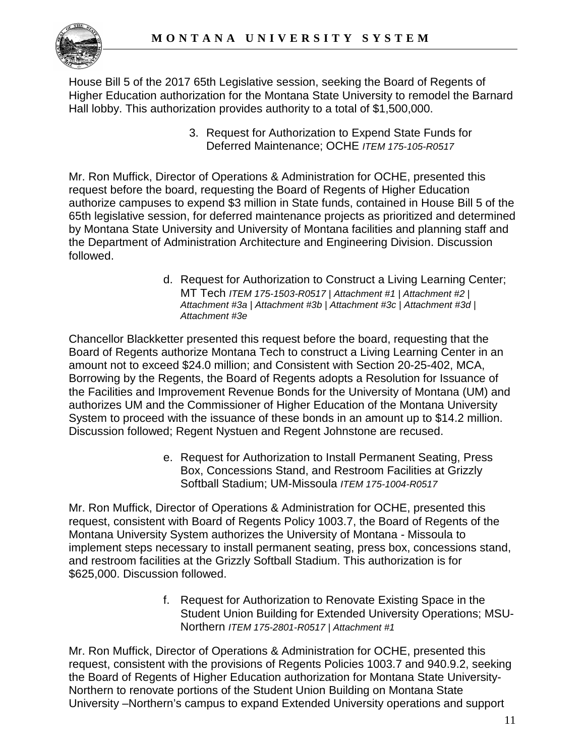House Bill 5 of the 2017 65th Legislative session, seeking the Board of Regents of Higher Education authorization for the Montana State University to remodel the Barnard Hall lobby. This authorization provides authority to a total of $1,500,000.

3. Request for Authorization to Expend State Funds for Deferred Maintenance; OCHE *ITEM 175-105-R0517*

Mr. Ron Muffick, Director of Operations & Administration for OCHE, presented this request before the board, requesting the Board of Regents of Higher Education authorize campuses to expend $3 million in State funds, contained in House Bill 5 of the 65th legislative session, for deferred maintenance projects as prioritized and determined by Montana State University and University of Montana facilities and planning staff and the Department of Administration Architecture and Engineering Division. Discussion followed.

d. Request for Authorization to Construct a Living Learning Center; MT Tech *ITEM 175-1503-R0517 | Attachment #1 | Attachment #2 | Attachment #3a | Attachment #3b | Attachment #3c | Attachment #3d | Attachment #3e*

Chancellor Blackketter presented this request before the board, requesting that the Board of Regents authorize Montana Tech to construct a Living Learning Center in an amount not to exceed $24.0 million; and Consistent with Section 20-25-402, MCA, Borrowing by the Regents, the Board of Regents adopts a Resolution for Issuance of the Facilities and Improvement Revenue Bonds for the University of Montana (UM) and authorizes UM and the Commissioner of Higher Education of the Montana University System to proceed with the issuance of these bonds in an amount up to $14.2 million. Discussion followed; Regent Nystuen and Regent Johnstone are recused.

e. Request for Authorization to Install Permanent Seating, Press Box, Concessions Stand, and Restroom Facilities at Grizzly Softball Stadium; UM-Missoula *ITEM 175-1004-R0517*

Mr. Ron Muffick, Director of Operations & Administration for OCHE, presented this request, consistent with Board of Regents Policy 1003.7, the Board of Regents of the Montana University System authorizes the University of Montana - Missoula to implement steps necessary to install permanent seating, press box, concessions stand, and restroom facilities at the Grizzly Softball Stadium. This authorization is for $625,000. Discussion followed.

f. Request for Authorization to Renovate Existing Space in the Student Union Building for Extended University Operations; MSU-Northern *ITEM 175-2801-R0517 | Attachment #1*

Mr. Ron Muffick, Director of Operations & Administration for OCHE, presented this request, consistent with the provisions of Regents Policies 1003.7 and 940.9.2, seeking the Board of Regents of Higher Education authorization for Montana State University-Northern to renovate portions of the Student Union Building on Montana State University –Northern's campus to expand Extended University operations and support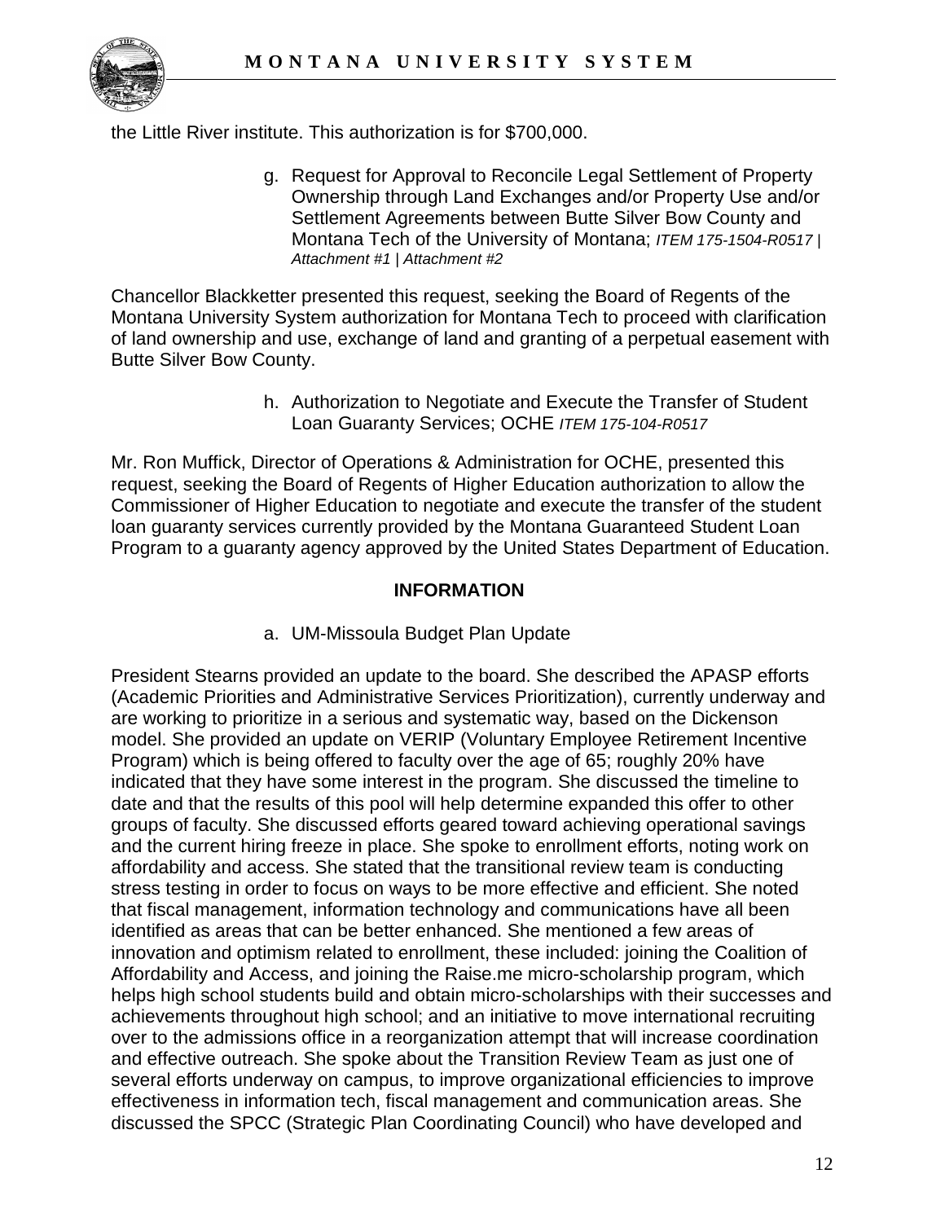the Little River institute. This authorization is for $700,000.

g. Request for Approval to Reconcile Legal Settlement of Property Ownership through Land Exchanges and/or Property Use and/or Settlement Agreements between Butte Silver Bow County and Montana Tech of the University of Montana; *ITEM 175-1504-R0517 | Attachment #1 | Attachment #2*

Chancellor Blackketter presented this request, seeking the Board of Regents of the Montana University System authorization for Montana Tech to proceed with clarification of land ownership and use, exchange of land and granting of a perpetual easement with Butte Silver Bow County.

h. Authorization to Negotiate and Execute the Transfer of Student Loan Guaranty Services; OCHE *ITEM 175-104-R0517*

Mr. Ron Muffick, Director of Operations & Administration for OCHE, presented this request, seeking the Board of Regents of Higher Education authorization to allow the Commissioner of Higher Education to negotiate and execute the transfer of the student loan guaranty services currently provided by the Montana Guaranteed Student Loan Program to a guaranty agency approved by the United States Department of Education.

**INFORMATION**

a. UM-Missoula Budget Plan Update

President Stearns provided an update to the board. She described the APASP efforts (Academic Priorities and Administrative Services Prioritization), currently underway and are working to prioritize in a serious and systematic way, based on the Dickenson model. She provided an update on VERIP (Voluntary Employee Retirement Incentive Program) which is being offered to faculty over the age of 65; roughly 20% have indicated that they have some interest in the program. She discussed the timeline to date and that the results of this pool will help determine expanded this offer to other groups of faculty. She discussed efforts geared toward achieving operational savings and the current hiring freeze in place. She spoke to enrollment efforts, noting work on affordability and access. She stated that the transitional review team is conducting stress testing in order to focus on ways to be more effective and efficient. She noted that fiscal management, information technology and communications have all been identified as areas that can be better enhanced. She mentioned a few areas of innovation and optimism related to enrollment, these included: joining the Coalition of Affordability and Access, and joining the Raise.me micro-scholarship program, which helps high school students build and obtain micro-scholarships with their successes and achievements throughout high school; and an initiative to move international recruiting over to the admissions office in a reorganization attempt that will increase coordination and effective outreach. She spoke about the Transition Review Team as just one of several efforts underway on campus, to improve organizational efficiencies to improve effectiveness in information tech, fiscal management and communication areas. She discussed the SPCC (Strategic Plan Coordinating Council) who have developed and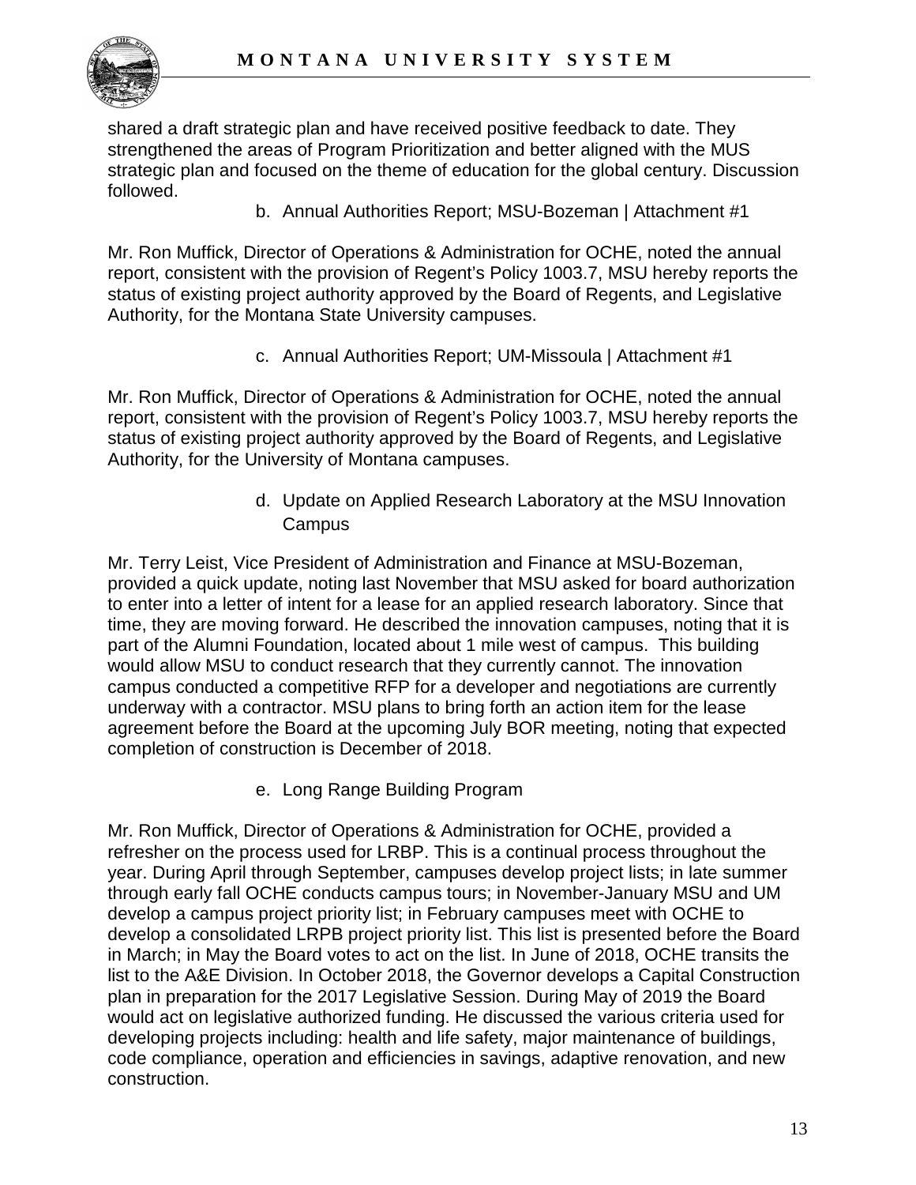shared a draft strategic plan and have received positive feedback to date. They strengthened the areas of Program Prioritization and better aligned with the MUS strategic plan and focused on the theme of education for the global century. Discussion followed.

b. Annual Authorities Report; MSU-Bozeman | Attachment #1

Mr. Ron Muffick, Director of Operations & Administration for OCHE, noted the annual report, consistent with the provision of Regent's Policy 1003.7, MSU hereby reports the status of existing project authority approved by the Board of Regents, and Legislative Authority, for the Montana State University campuses.

c. Annual Authorities Report; UM-Missoula | Attachment #1

Mr. Ron Muffick, Director of Operations & Administration for OCHE, noted the annual report, consistent with the provision of Regent's Policy 1003.7, MSU hereby reports the status of existing project authority approved by the Board of Regents, and Legislative Authority, for the University of Montana campuses.

d. Update on Applied Research Laboratory at the MSU Innovation Campus

Mr. Terry Leist, Vice President of Administration and Finance at MSU-Bozeman, provided a quick update, noting last November that MSU asked for board authorization to enter into a letter of intent for a lease for an applied research laboratory. Since that time, they are moving forward. He described the innovation campuses, noting that it is part of the Alumni Foundation, located about 1 mile west of campus. This building would allow MSU to conduct research that they currently cannot. The innovation campus conducted a competitive RFP for a developer and negotiations are currently underway with a contractor. MSU plans to bring forth an action item for the lease agreement before the Board at the upcoming July BOR meeting, noting that expected completion of construction is December of 2018.

e. Long Range Building Program

Mr. Ron Muffick, Director of Operations & Administration for OCHE, provided a refresher on the process used for LRBP. This is a continual process throughout the year. During April through September, campuses develop project lists; in late summer through early fall OCHE conducts campus tours; in November-January MSU and UM develop a campus project priority list; in February campuses meet with OCHE to develop a consolidated LRPB project priority list. This list is presented before the Board in March; in May the Board votes to act on the list. In June of 2018, OCHE transits the list to the A&E Division. In October 2018, the Governor develops a Capital Construction plan in preparation for the 2017 Legislative Session. During May of 2019 the Board would act on legislative authorized funding. He discussed the various criteria used for developing projects including: health and life safety, major maintenance of buildings, code compliance, operation and efficiencies in savings, adaptive renovation, and new construction.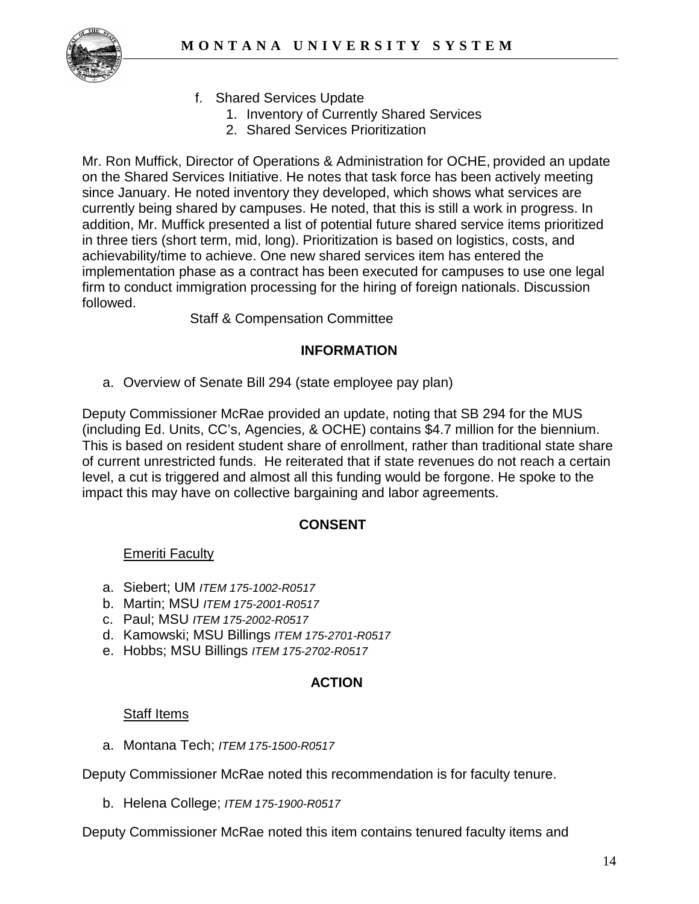f. Shared Services Update
    1. Inventory of Currently Shared Services
    2. Shared Services Prioritization

Mr. Ron Muffick, Director of Operations & Administration for OCHE, provided an update on the Shared Services Initiative. He notes that task force has been actively meeting since January. He noted inventory they developed, which shows what services are currently being shared by campuses. He noted, that this is still a work in progress. In addition, Mr. Muffick presented a list of potential future shared service items prioritized in three tiers (short term, mid, long). Prioritization is based on logistics, costs, and achievability/time to achieve. One new shared services item has entered the implementation phase as a contract has been executed for campuses to use one legal firm to conduct immigration processing for the hiring of foreign nationals. Discussion followed.

Staff & Compensation Committee

**INFORMATION**

a. Overview of Senate Bill 294 (state employee pay plan)

Deputy Commissioner McRae provided an update, noting that SB 294 for the MUS (including Ed. Units, CC's, Agencies, & OCHE) contains $4.7 million for the biennium. This is based on resident student share of enrollment, rather than traditional state share of current unrestricted funds. He reiterated that if state revenues do not reach a certain level, a cut is triggered and almost all this funding would be forgone. He spoke to the impact this may have on collective bargaining and labor agreements.

**CONSENT**

Emeriti Faculty

a. Siebert; UM *ITEM 175-1002-R0517*
b. Martin; MSU *ITEM 175-2001-R0517*
c. Paul; MSU *ITEM 175-2002-R0517*
d. Kamowski; MSU Billings *ITEM 175-2701-R0517*
e. Hobbs; MSU Billings *ITEM 175-2702-R0517*

**ACTION**

Staff Items

a. Montana Tech; *ITEM 175-1500-R0517*

Deputy Commissioner McRae noted this recommendation is for faculty tenure.

b. Helena College; *ITEM 175-1900-R0517*

Deputy Commissioner McRae noted this item contains tenured faculty items and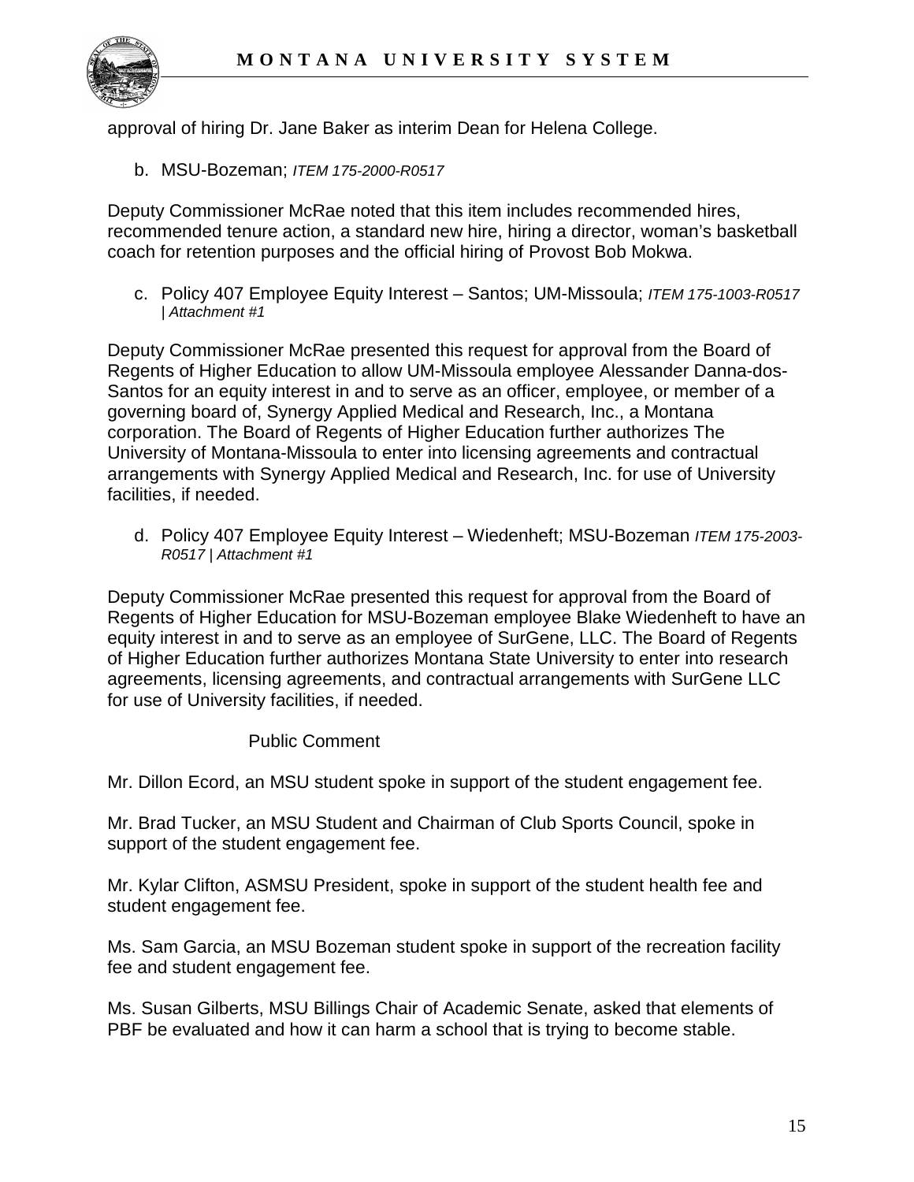approval of hiring Dr. Jane Baker as interim Dean for Helena College.

b. MSU-Bozeman; *ITEM 175-2000-R0517*

Deputy Commissioner McRae noted that this item includes recommended hires, recommended tenure action, a standard new hire, hiring a director, woman's basketball coach for retention purposes and the official hiring of Provost Bob Mokwa.

c. Policy 407 Employee Equity Interest – Santos; UM-Missoula; *ITEM 175-1003-R0517 | Attachment #1*

Deputy Commissioner McRae presented this request for approval from the Board of Regents of Higher Education to allow UM-Missoula employee Alessander Danna-dos-Santos for an equity interest in and to serve as an officer, employee, or member of a governing board of, Synergy Applied Medical and Research, Inc., a Montana corporation. The Board of Regents of Higher Education further authorizes The University of Montana-Missoula to enter into licensing agreements and contractual arrangements with Synergy Applied Medical and Research, Inc. for use of University facilities, if needed.

d. Policy 407 Employee Equity Interest – Wiedenheft; MSU-Bozeman *ITEM 175-2003-R0517 | Attachment #1*

Deputy Commissioner McRae presented this request for approval from the Board of Regents of Higher Education for MSU-Bozeman employee Blake Wiedenheft to have an equity interest in and to serve as an employee of SurGene, LLC. The Board of Regents of Higher Education further authorizes Montana State University to enter into research agreements, licensing agreements, and contractual arrangements with SurGene LLC for use of University facilities, if needed.

Public Comment

Mr. Dillon Ecord, an MSU student spoke in support of the student engagement fee.

Mr. Brad Tucker, an MSU Student and Chairman of Club Sports Council, spoke in support of the student engagement fee.

Mr. Kylar Clifton, ASMSU President, spoke in support of the student health fee and student engagement fee.

Ms. Sam Garcia, an MSU Bozeman student spoke in support of the recreation facility fee and student engagement fee.

Ms. Susan Gilberts, MSU Billings Chair of Academic Senate, asked that elements of PBF be evaluated and how it can harm a school that is trying to become stable.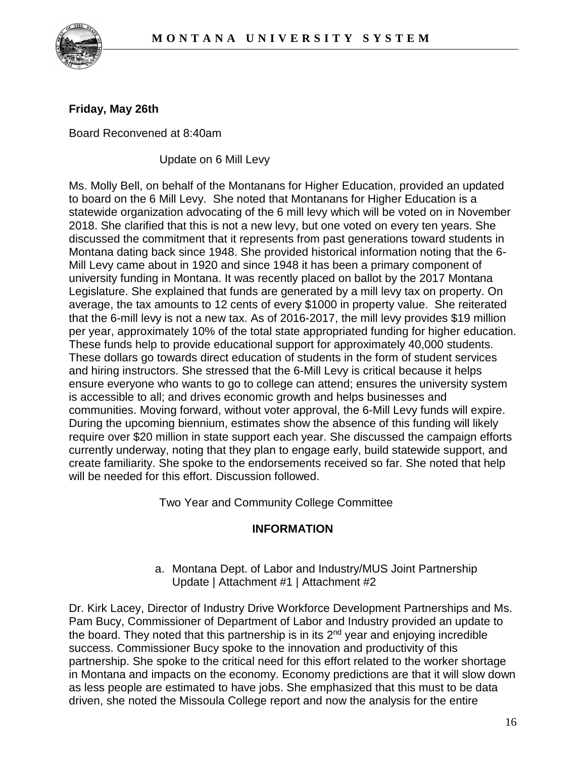**Friday, May 26th**

Board Reconvened at 8:40am

Update on 6 Mill Levy

Ms. Molly Bell, on behalf of the Montanans for Higher Education, provided an updated to board on the 6 Mill Levy. She noted that Montanans for Higher Education is a statewide organization advocating of the 6 mill levy which will be voted on in November 2018. She clarified that this is not a new levy, but one voted on every ten years. She discussed the commitment that it represents from past generations toward students in Montana dating back since 1948. She provided historical information noting that the 6-Mill Levy came about in 1920 and since 1948 it has been a primary component of university funding in Montana. It was recently placed on ballot by the 2017 Montana Legislature. She explained that funds are generated by a mill levy tax on property. On average, the tax amounts to 12 cents of every $1000 in property value. She reiterated that the 6-mill levy is not a new tax. As of 2016-2017, the mill levy provides $19 million per year, approximately 10% of the total state appropriated funding for higher education. These funds help to provide educational support for approximately 40,000 students. These dollars go towards direct education of students in the form of student services and hiring instructors. She stressed that the 6-Mill Levy is critical because it helps ensure everyone who wants to go to college can attend; ensures the university system is accessible to all; and drives economic growth and helps businesses and communities. Moving forward, without voter approval, the 6-Mill Levy funds will expire. During the upcoming biennium, estimates show the absence of this funding will likely require over $20 million in state support each year. She discussed the campaign efforts currently underway, noting that they plan to engage early, build statewide support, and create familiarity. She spoke to the endorsements received so far. She noted that help will be needed for this effort. Discussion followed.

Two Year and Community College Committee

**INFORMATION**

a. Montana Dept. of Labor and Industry/MUS Joint Partnership Update | Attachment #1 | Attachment #2

Dr. Kirk Lacey, Director of Industry Drive Workforce Development Partnerships and Ms. Pam Bucy, Commissioner of Department of Labor and Industry provided an update to the board. They noted that this partnership is in its 2nd year and enjoying incredible success. Commissioner Bucy spoke to the innovation and productivity of this partnership. She spoke to the critical need for this effort related to the worker shortage in Montana and impacts on the economy. Economy predictions are that it will slow down as less people are estimated to have jobs. She emphasized that this must to be data driven, she noted the Missoula College report and now the analysis for the entire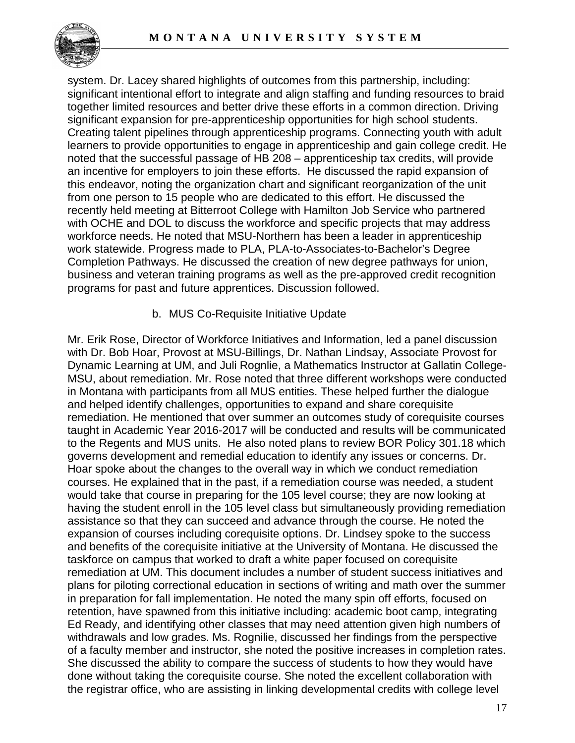system. Dr. Lacey shared highlights of outcomes from this partnership, including: significant intentional effort to integrate and align staffing and funding resources to braid together limited resources and better drive these efforts in a common direction. Driving significant expansion for pre-apprenticeship opportunities for high school students. Creating talent pipelines through apprenticeship programs. Connecting youth with adult learners to provide opportunities to engage in apprenticeship and gain college credit. He noted that the successful passage of HB 208 – apprenticeship tax credits, will provide an incentive for employers to join these efforts. He discussed the rapid expansion of this endeavor, noting the organization chart and significant reorganization of the unit from one person to 15 people who are dedicated to this effort. He discussed the recently held meeting at Bitterroot College with Hamilton Job Service who partnered with OCHE and DOL to discuss the workforce and specific projects that may address workforce needs. He noted that MSU-Northern has been a leader in apprenticeship work statewide. Progress made to PLA, PLA-to-Associates-to-Bachelor's Degree Completion Pathways. He discussed the creation of new degree pathways for union, business and veteran training programs as well as the pre-approved credit recognition programs for past and future apprentices. Discussion followed.

b. MUS Co-Requisite Initiative Update

Mr. Erik Rose, Director of Workforce Initiatives and Information, led a panel discussion with Dr. Bob Hoar, Provost at MSU-Billings, Dr. Nathan Lindsay, Associate Provost for Dynamic Learning at UM, and Juli Rognlie, a Mathematics Instructor at Gallatin College-MSU, about remediation. Mr. Rose noted that three different workshops were conducted in Montana with participants from all MUS entities. These helped further the dialogue and helped identify challenges, opportunities to expand and share corequisite remediation. He mentioned that over summer an outcomes study of corequisite courses taught in Academic Year 2016-2017 will be conducted and results will be communicated to the Regents and MUS units. He also noted plans to review BOR Policy 301.18 which governs development and remedial education to identify any issues or concerns. Dr. Hoar spoke about the changes to the overall way in which we conduct remediation courses. He explained that in the past, if a remediation course was needed, a student would take that course in preparing for the 105 level course; they are now looking at having the student enroll in the 105 level class but simultaneously providing remediation assistance so that they can succeed and advance through the course. He noted the expansion of courses including corequisite options. Dr. Lindsey spoke to the success and benefits of the corequisite initiative at the University of Montana. He discussed the taskforce on campus that worked to draft a white paper focused on corequisite remediation at UM. This document includes a number of student success initiatives and plans for piloting correctional education in sections of writing and math over the summer in preparation for fall implementation. He noted the many spin off efforts, focused on retention, have spawned from this initiative including: academic boot camp, integrating Ed Ready, and identifying other classes that may need attention given high numbers of withdrawals and low grades. Ms. Rognilie, discussed her findings from the perspective of a faculty member and instructor, she noted the positive increases in completion rates. She discussed the ability to compare the success of students to how they would have done without taking the corequisite course. She noted the excellent collaboration with the registrar office, who are assisting in linking developmental credits with college level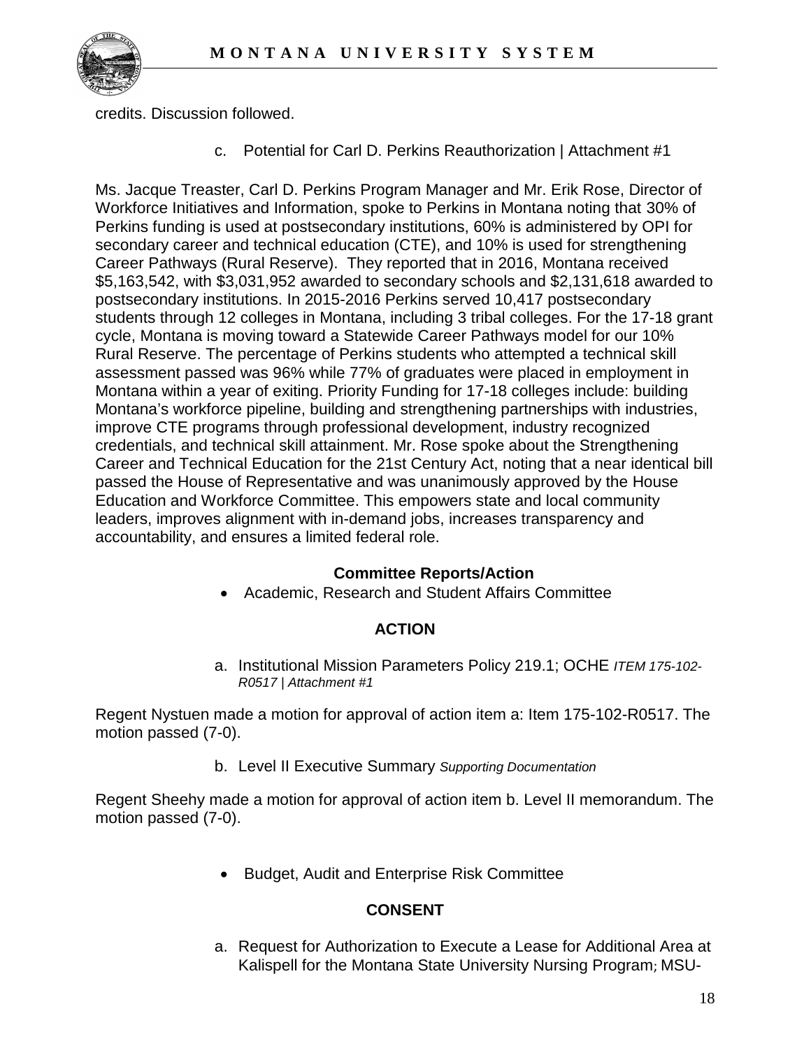credits. Discussion followed.

c. Potential for Carl D. Perkins Reauthorization | Attachment #1

Ms. Jacque Treaster, Carl D. Perkins Program Manager and Mr. Erik Rose, Director of Workforce Initiatives and Information, spoke to Perkins in Montana noting that 30% of Perkins funding is used at postsecondary institutions, 60% is administered by OPI for secondary career and technical education (CTE), and 10% is used for strengthening Career Pathways (Rural Reserve). They reported that in 2016, Montana received $5,163,542, with $3,031,952 awarded to secondary schools and $2,131,618 awarded to postsecondary institutions. In 2015-2016 Perkins served 10,417 postsecondary students through 12 colleges in Montana, including 3 tribal colleges. For the 17-18 grant cycle, Montana is moving toward a Statewide Career Pathways model for our 10% Rural Reserve. The percentage of Perkins students who attempted a technical skill assessment passed was 96% while 77% of graduates were placed in employment in Montana within a year of exiting. Priority Funding for 17-18 colleges include: building Montana's workforce pipeline, building and strengthening partnerships with industries, improve CTE programs through professional development, industry recognized credentials, and technical skill attainment. Mr. Rose spoke about the Strengthening Career and Technical Education for the 21st Century Act, noting that a near identical bill passed the House of Representative and was unanimously approved by the House Education and Workforce Committee. This empowers state and local community leaders, improves alignment with in-demand jobs, increases transparency and accountability, and ensures a limited federal role.

**Committee Reports/Action**

- Academic, Research and Student Affairs Committee

**ACTION**

a. Institutional Mission Parameters Policy 219.1; OCHE *ITEM 175-102-R0517 | Attachment #1*

Regent Nystuen made a motion for approval of action item a: Item 175-102-R0517. The motion passed (7-0).

b. Level II Executive Summary *Supporting Documentation*

Regent Sheehy made a motion for approval of action item b. Level II memorandum. The motion passed (7-0).

- Budget, Audit and Enterprise Risk Committee

**CONSENT**

a. Request for Authorization to Execute a Lease for Additional Area at Kalispell for the Montana State University Nursing Program; MSU-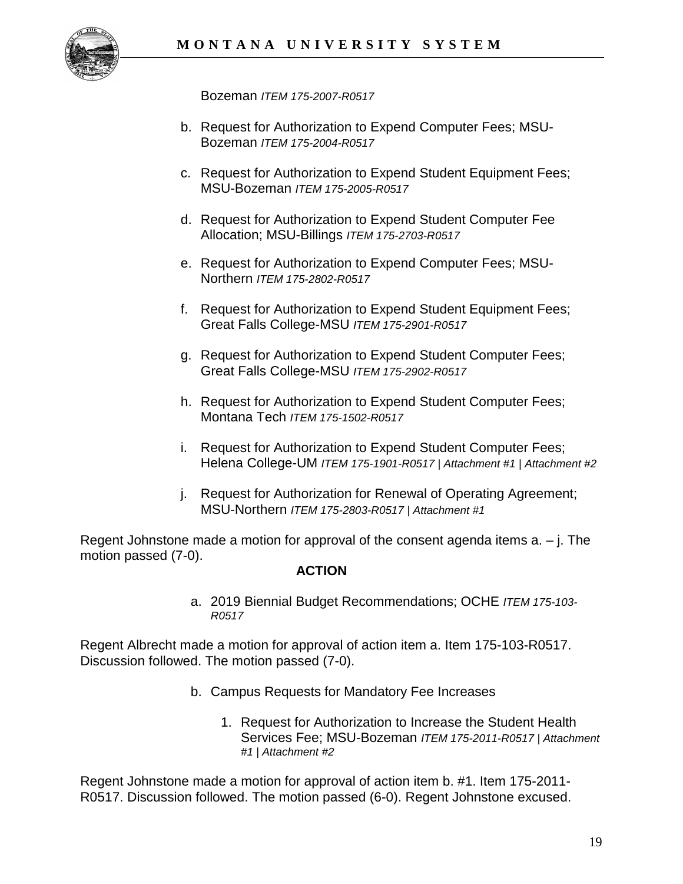Bozeman *ITEM 175-2007-R0517*

b. Request for Authorization to Expend Computer Fees; MSU-Bozeman *ITEM 175-2004-R0517*

c. Request for Authorization to Expend Student Equipment Fees; MSU-Bozeman *ITEM 175-2005-R0517*

d. Request for Authorization to Expend Student Computer Fee Allocation; MSU-Billings *ITEM 175-2703-R0517*

e. Request for Authorization to Expend Computer Fees; MSU-Northern *ITEM 175-2802-R0517*

f. Request for Authorization to Expend Student Equipment Fees; Great Falls College-MSU *ITEM 175-2901-R0517*

g. Request for Authorization to Expend Student Computer Fees; Great Falls College-MSU *ITEM 175-2902-R0517*

h. Request for Authorization to Expend Student Computer Fees; Montana Tech *ITEM 175-1502-R0517*

i. Request for Authorization to Expend Student Computer Fees; Helena College-UM *ITEM 175-1901-R0517 | Attachment #1 | Attachment #2*

j. Request for Authorization for Renewal of Operating Agreement; MSU-Northern *ITEM 175-2803-R0517 | Attachment #1*

Regent Johnstone made a motion for approval of the consent agenda items a. – j. The motion passed (7-0).

**ACTION**

a. 2019 Biennial Budget Recommendations; OCHE *ITEM 175-103-R0517*

Regent Albrecht made a motion for approval of action item a. Item 175-103-R0517. Discussion followed. The motion passed (7-0).

b. Campus Requests for Mandatory Fee Increases

1. Request for Authorization to Increase the Student Health Services Fee; MSU-Bozeman *ITEM 175-2011-R0517 | Attachment #1 | Attachment #2*

Regent Johnstone made a motion for approval of action item b. #1. Item 175-2011-R0517. Discussion followed. The motion passed (6-0). Regent Johnstone excused.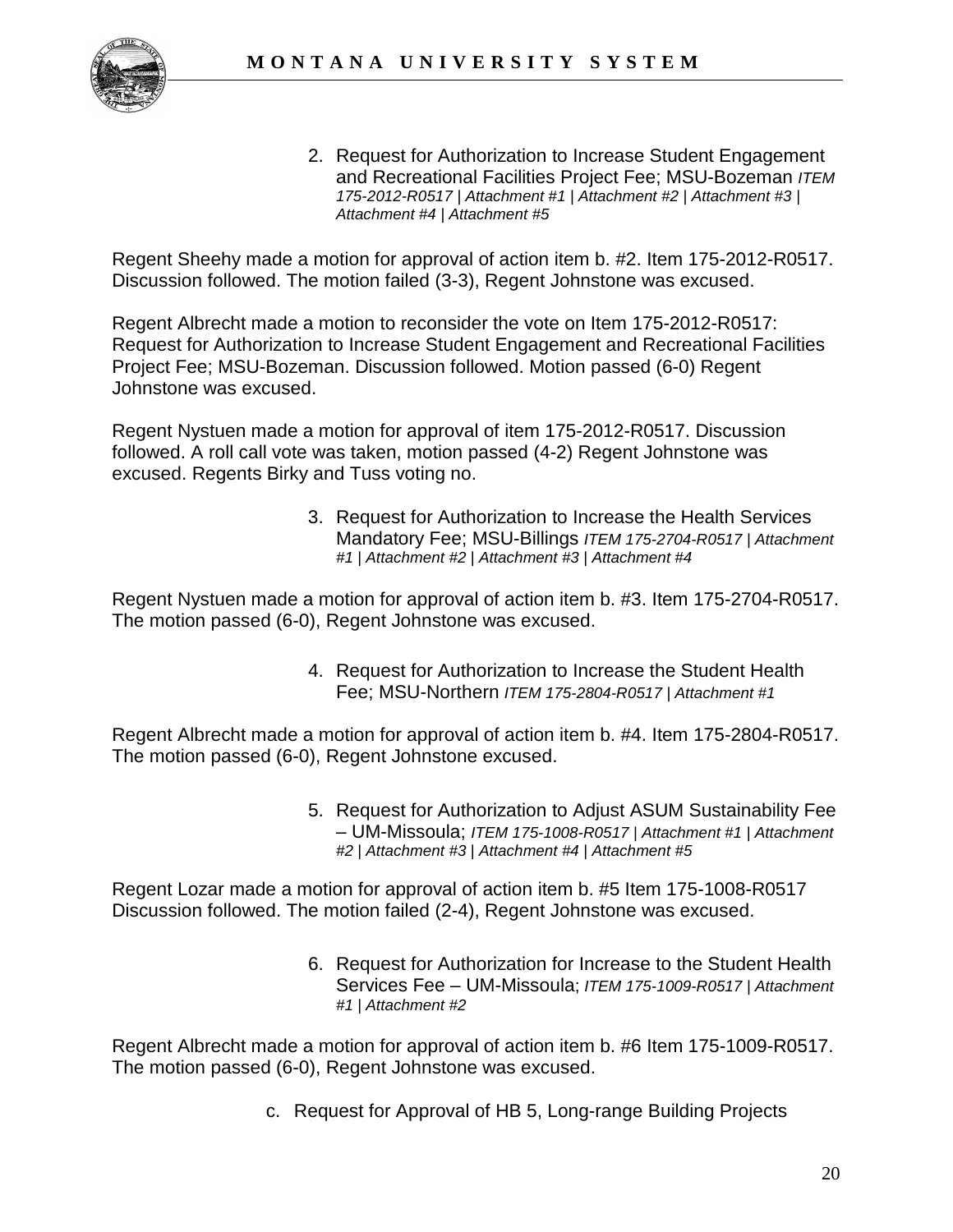2. Request for Authorization to Increase Student Engagement and Recreational Facilities Project Fee; MSU-Bozeman *ITEM 175-2012-R0517 | Attachment #1 | Attachment #2 | Attachment #3 | Attachment #4 | Attachment #5*

Regent Sheehy made a motion for approval of action item b. #2. Item 175-2012-R0517. Discussion followed. The motion failed (3-3), Regent Johnstone was excused.

Regent Albrecht made a motion to reconsider the vote on Item 175-2012-R0517: Request for Authorization to Increase Student Engagement and Recreational Facilities Project Fee; MSU-Bozeman. Discussion followed. Motion passed (6-0) Regent Johnstone was excused.

Regent Nystuen made a motion for approval of item 175-2012-R0517. Discussion followed. A roll call vote was taken, motion passed (4-2) Regent Johnstone was excused. Regents Birky and Tuss voting no.

3. Request for Authorization to Increase the Health Services Mandatory Fee; MSU-Billings *ITEM 175-2704-R0517 | Attachment #1 | Attachment #2 | Attachment #3 | Attachment #4*

Regent Nystuen made a motion for approval of action item b. #3. Item 175-2704-R0517. The motion passed (6-0), Regent Johnstone was excused.

4. Request for Authorization to Increase the Student Health Fee; MSU-Northern *ITEM 175-2804-R0517 | Attachment #1*

Regent Albrecht made a motion for approval of action item b. #4. Item 175-2804-R0517. The motion passed (6-0), Regent Johnstone excused.

5. Request for Authorization to Adjust ASUM Sustainability Fee – UM-Missoula; *ITEM 175-1008-R0517 | Attachment #1 | Attachment #2 | Attachment #3 | Attachment #4 | Attachment #5*

Regent Lozar made a motion for approval of action item b. #5 Item 175-1008-R0517 Discussion followed. The motion failed (2-4), Regent Johnstone was excused.

6. Request for Authorization for Increase to the Student Health Services Fee – UM-Missoula; *ITEM 175-1009-R0517 | Attachment #1 | Attachment #2*

Regent Albrecht made a motion for approval of action item b. #6 Item 175-1009-R0517. The motion passed (6-0), Regent Johnstone was excused.

c. Request for Approval of HB 5, Long-range Building Projects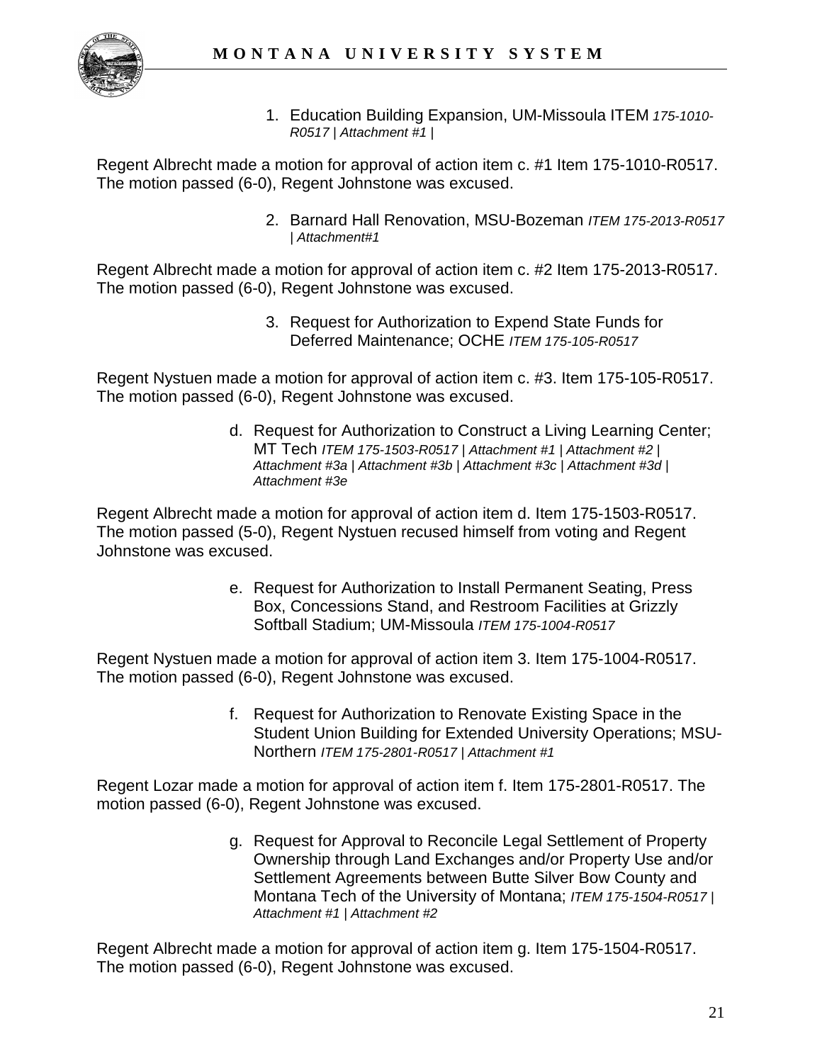1. Education Building Expansion, UM-Missoula ITEM *175-1010-R0517 | Attachment #1 |*

Regent Albrecht made a motion for approval of action item c. #1 Item 175-1010-R0517. The motion passed (6-0), Regent Johnstone was excused.

2. Barnard Hall Renovation, MSU-Bozeman *ITEM 175-2013-R0517 | Attachment#1*

Regent Albrecht made a motion for approval of action item c. #2 Item 175-2013-R0517. The motion passed (6-0), Regent Johnstone was excused.

3. Request for Authorization to Expend State Funds for Deferred Maintenance; OCHE *ITEM 175-105-R0517*

Regent Nystuen made a motion for approval of action item c. #3. Item 175-105-R0517. The motion passed (6-0), Regent Johnstone was excused.

d. Request for Authorization to Construct a Living Learning Center; MT Tech *ITEM 175-1503-R0517 | Attachment #1 | Attachment #2 | Attachment #3a | Attachment #3b | Attachment #3c | Attachment #3d | Attachment #3e*

Regent Albrecht made a motion for approval of action item d. Item 175-1503-R0517. The motion passed (5-0), Regent Nystuen recused himself from voting and Regent Johnstone was excused.

e. Request for Authorization to Install Permanent Seating, Press Box, Concessions Stand, and Restroom Facilities at Grizzly Softball Stadium; UM-Missoula *ITEM 175-1004-R0517*

Regent Nystuen made a motion for approval of action item 3. Item 175-1004-R0517. The motion passed (6-0), Regent Johnstone was excused.

f. Request for Authorization to Renovate Existing Space in the Student Union Building for Extended University Operations; MSU-Northern *ITEM 175-2801-R0517 | Attachment #1*

Regent Lozar made a motion for approval of action item f. Item 175-2801-R0517. The motion passed (6-0), Regent Johnstone was excused.

g. Request for Approval to Reconcile Legal Settlement of Property Ownership through Land Exchanges and/or Property Use and/or Settlement Agreements between Butte Silver Bow County and Montana Tech of the University of Montana; *ITEM 175-1504-R0517 | Attachment #1 | Attachment #2*

Regent Albrecht made a motion for approval of action item g. Item 175-1504-R0517. The motion passed (6-0), Regent Johnstone was excused.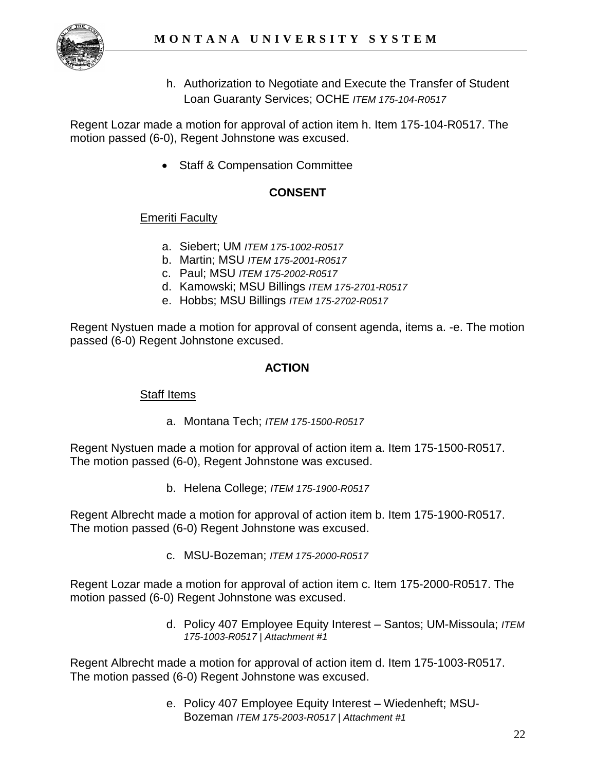h. Authorization to Negotiate and Execute the Transfer of Student Loan Guaranty Services; OCHE *ITEM 175-104-R0517*

Regent Lozar made a motion for approval of action item h. Item 175-104-R0517. The motion passed (6-0), Regent Johnstone was excused.

- Staff & Compensation Committee

**CONSENT**

Emeriti Faculty

a. Siebert; UM *ITEM 175-1002-R0517*
b. Martin; MSU *ITEM 175-2001-R0517*
c. Paul; MSU *ITEM 175-2002-R0517*
d. Kamowski; MSU Billings *ITEM 175-2701-R0517*
e. Hobbs; MSU Billings *ITEM 175-2702-R0517*

Regent Nystuen made a motion for approval of consent agenda, items a. -e. The motion passed (6-0) Regent Johnstone excused.

**ACTION**

Staff Items

a. Montana Tech; *ITEM 175-1500-R0517*

Regent Nystuen made a motion for approval of action item a. Item 175-1500-R0517. The motion passed (6-0), Regent Johnstone was excused.

b. Helena College; *ITEM 175-1900-R0517*

Regent Albrecht made a motion for approval of action item b. Item 175-1900-R0517. The motion passed (6-0) Regent Johnstone was excused.

c. MSU-Bozeman; *ITEM 175-2000-R0517*

Regent Lozar made a motion for approval of action item c. Item 175-2000-R0517. The motion passed (6-0) Regent Johnstone was excused.

d. Policy 407 Employee Equity Interest – Santos; UM-Missoula; *ITEM 175-1003-R0517 | Attachment #1*

Regent Albrecht made a motion for approval of action item d. Item 175-1003-R0517. The motion passed (6-0) Regent Johnstone was excused.

e. Policy 407 Employee Equity Interest – Wiedenheft; MSU-Bozeman *ITEM 175-2003-R0517 | Attachment #1*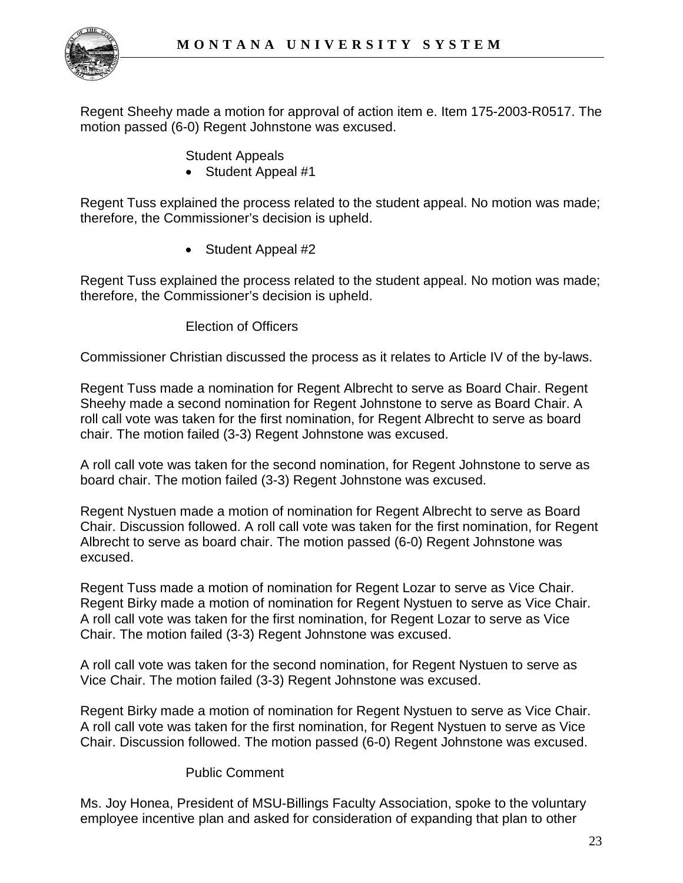Regent Sheehy made a motion for approval of action item e. Item 175-2003-R0517. The motion passed (6-0) Regent Johnstone was excused.

Student Appeals

- Student Appeal #1

Regent Tuss explained the process related to the student appeal. No motion was made; therefore, the Commissioner's decision is upheld.

- Student Appeal #2

Regent Tuss explained the process related to the student appeal. No motion was made; therefore, the Commissioner's decision is upheld.

Election of Officers

Commissioner Christian discussed the process as it relates to Article IV of the by-laws.

Regent Tuss made a nomination for Regent Albrecht to serve as Board Chair. Regent Sheehy made a second nomination for Regent Johnstone to serve as Board Chair. A roll call vote was taken for the first nomination, for Regent Albrecht to serve as board chair. The motion failed (3-3) Regent Johnstone was excused.

A roll call vote was taken for the second nomination, for Regent Johnstone to serve as board chair. The motion failed (3-3) Regent Johnstone was excused.

Regent Nystuen made a motion of nomination for Regent Albrecht to serve as Board Chair. Discussion followed. A roll call vote was taken for the first nomination, for Regent Albrecht to serve as board chair. The motion passed (6-0) Regent Johnstone was excused.

Regent Tuss made a motion of nomination for Regent Lozar to serve as Vice Chair. Regent Birky made a motion of nomination for Regent Nystuen to serve as Vice Chair. A roll call vote was taken for the first nomination, for Regent Lozar to serve as Vice Chair. The motion failed (3-3) Regent Johnstone was excused.

A roll call vote was taken for the second nomination, for Regent Nystuen to serve as Vice Chair. The motion failed (3-3) Regent Johnstone was excused.

Regent Birky made a motion of nomination for Regent Nystuen to serve as Vice Chair. A roll call vote was taken for the first nomination, for Regent Nystuen to serve as Vice Chair. Discussion followed. The motion passed (6-0) Regent Johnstone was excused.

Public Comment

Ms. Joy Honea, President of MSU-Billings Faculty Association, spoke to the voluntary employee incentive plan and asked for consideration of expanding that plan to other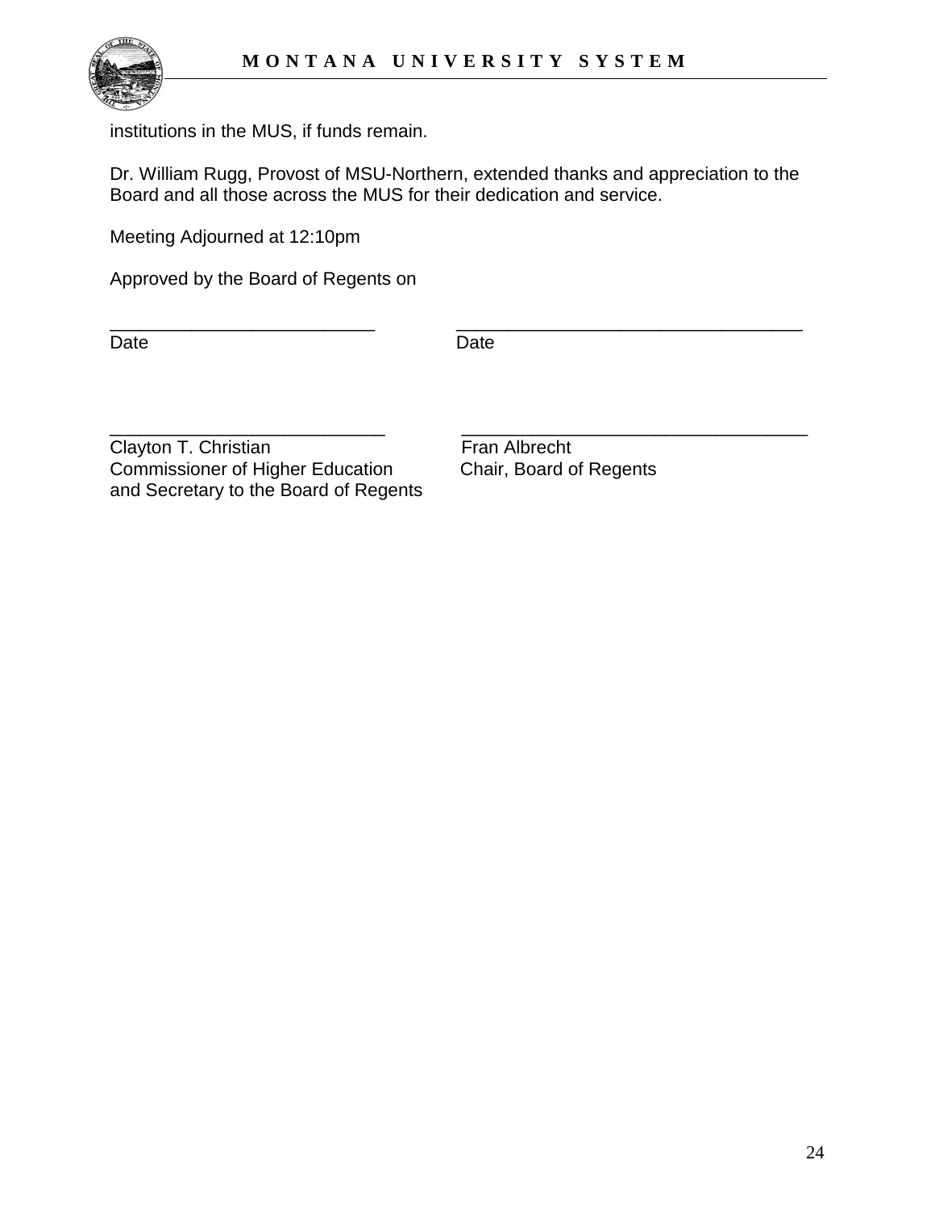institutions in the MUS, if funds remain.

Dr. William Rugg, Provost of MSU-Northern, extended thanks and appreciation to the Board and all those across the MUS for their dedication and service.

Meeting Adjourned at 12:10pm

Approved by the Board of Regents on

| | |
|---|---|
| ___________________________ | ___________________________________ |
| Date | Date |
| | |
| ____________________________ | ___________________________________ |
| Clayton T. Christian | Fran Albrecht |
| Commissioner of Higher Education | Chair, Board of Regents |
| and Secretary to the Board of Regents | |